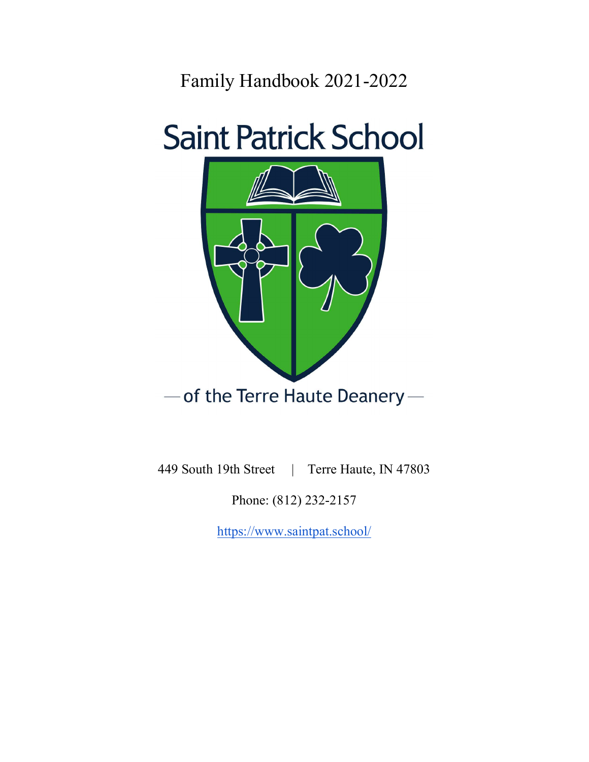# Family Handbook 2021-2022

## Saint Patrick School

— of the Terre Haute Deanery —

449 South 19th Street | Terre Haute, IN 47803

Phone: (812) 232-2157

https://www.saintpat.school/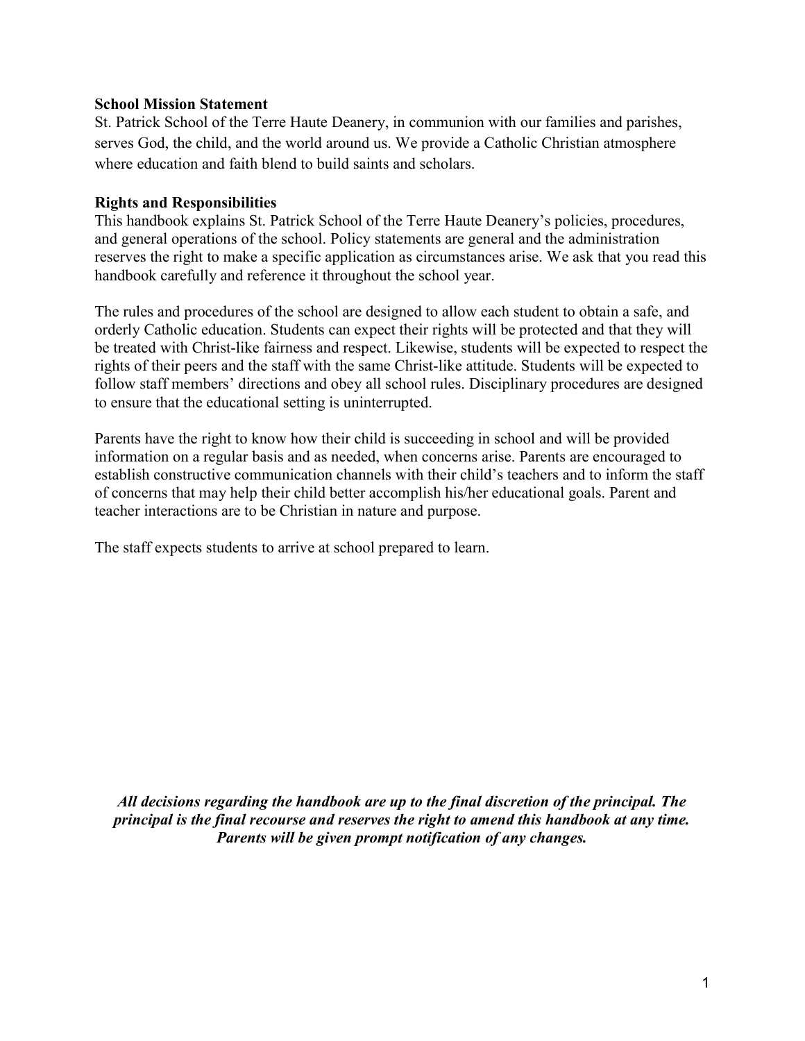**School Mission Statement**

St. Patrick School of the Terre Haute Deanery, in communion with our families and parishes, serves God, the child, and the world around us. We provide a Catholic Christian atmosphere where education and faith blend to build saints and scholars.

**Rights and Responsibilities**

This handbook explains St. Patrick School of the Terre Haute Deanery's policies, procedures, and general operations of the school. Policy statements are general and the administration reserves the right to make a specific application as circumstances arise. We ask that you read this handbook carefully and reference it throughout the school year.

The rules and procedures of the school are designed to allow each student to obtain a safe, and orderly Catholic education. Students can expect their rights will be protected and that they will be treated with Christ-like fairness and respect. Likewise, students will be expected to respect the rights of their peers and the staff with the same Christ-like attitude. Students will be expected to follow staff members' directions and obey all school rules. Disciplinary procedures are designed to ensure that the educational setting is uninterrupted.

Parents have the right to know how their child is succeeding in school and will be provided information on a regular basis and as needed, when concerns arise. Parents are encouraged to establish constructive communication channels with their child's teachers and to inform the staff of concerns that may help their child better accomplish his/her educational goals. Parent and teacher interactions are to be Christian in nature and purpose.

The staff expects students to arrive at school prepared to learn.

***All decisions regarding the handbook are up to the final discretion of the principal. The principal is the final recourse and reserves the right to amend this handbook at any time. Parents will be given prompt notification of any changes.***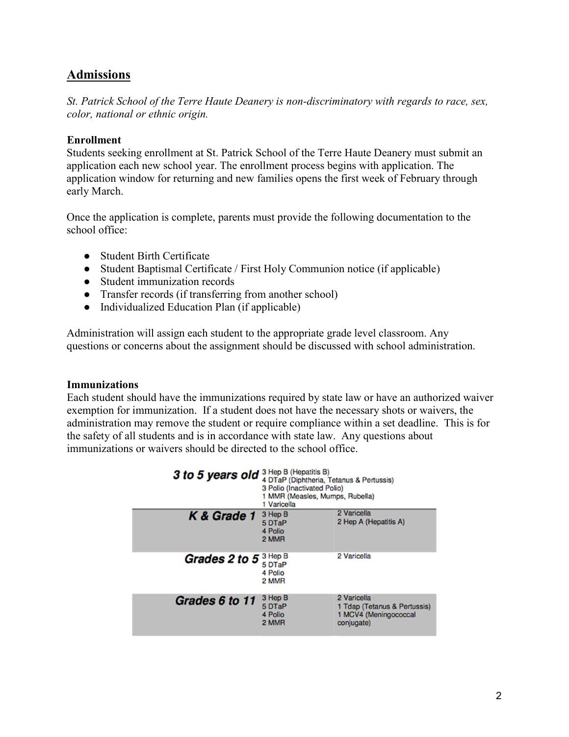## Admissions

*St. Patrick School of the Terre Haute Deanery is non-discriminatory with regards to race, sex, color, national or ethnic origin.*

### Enrollment

Students seeking enrollment at St. Patrick School of the Terre Haute Deanery must submit an application each new school year. The enrollment process begins with application. The application window for returning and new families opens the first week of February through early March.

Once the application is complete, parents must provide the following documentation to the school office:

- Student Birth Certificate
- Student Baptismal Certificate / First Holy Communion notice (if applicable)
- Student immunization records
- Transfer records (if transferring from another school)
- Individualized Education Plan (if applicable)

Administration will assign each student to the appropriate grade level classroom. Any questions or concerns about the assignment should be discussed with school administration.

### Immunizations

Each student should have the immunizations required by state law or have an authorized waiver exemption for immunization. If a student does not have the necessary shots or waivers, the administration may remove the student or require compliance within a set deadline. This is for the safety of all students and is in accordance with state law. Any questions about immunizations or waivers should be directed to the school office.

| | | |
|---|---|---|
| **3 to 5 years old** | 3 Hep B (Hepatitis B)<br>4 DTaP (Diphtheria, Tetanus & Pertussis)<br>3 Polio (Inactivated Polio)<br>1 MMR (Measles, Mumps, Rubella)<br>1 Varicella | |
| **K & Grade 1** | 3 Hep B<br>5 DTaP<br>4 Polio<br>2 MMR | 2 Varicella<br>2 Hep A (Hepatitis A) |
| **Grades 2 to 5** | 3 Hep B<br>5 DTaP<br>4 Polio<br>2 MMR | 2 Varicella |
| **Grades 6 to 11** | 3 Hep B<br>5 DTaP<br>4 Polio<br>2 MMR | 2 Varicella<br>1 Tdap (Tetanus & Pertussis)<br>1 MCV4 (Meningococcal conjugate) |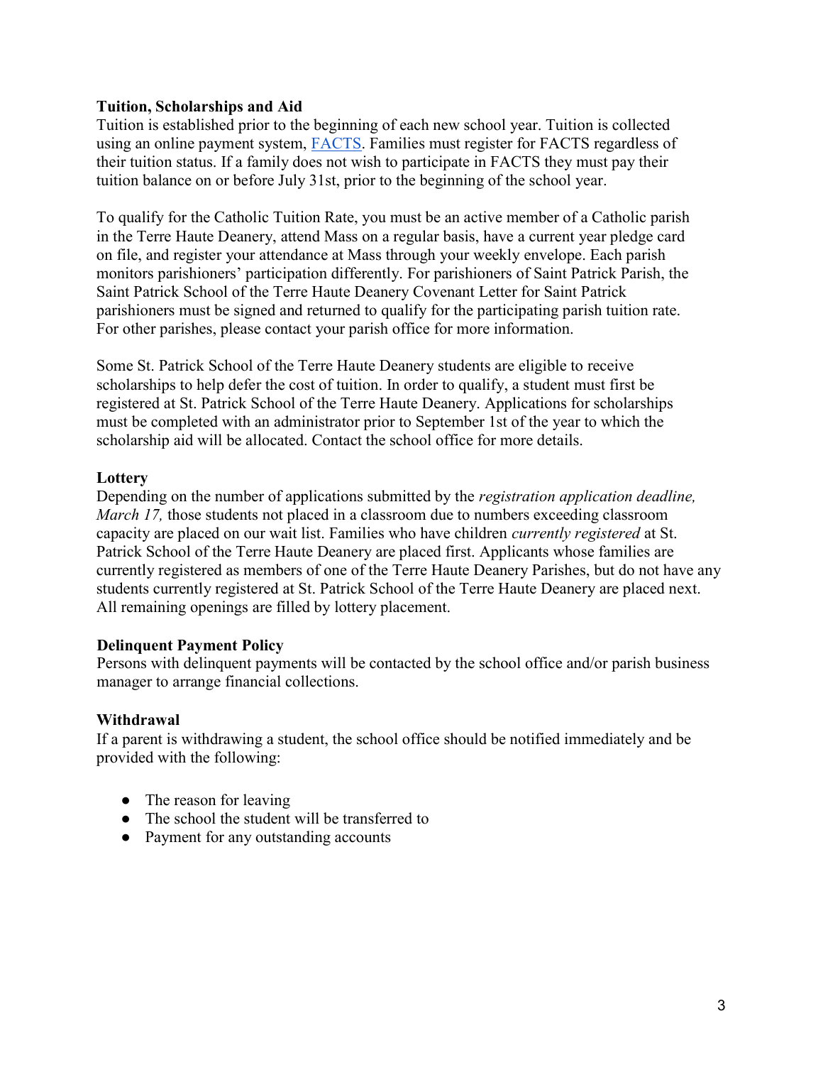**Tuition, Scholarships and Aid**

Tuition is established prior to the beginning of each new school year. Tuition is collected using an online payment system, FACTS. Families must register for FACTS regardless of their tuition status. If a family does not wish to participate in FACTS they must pay their tuition balance on or before July 31st, prior to the beginning of the school year.

To qualify for the Catholic Tuition Rate, you must be an active member of a Catholic parish in the Terre Haute Deanery, attend Mass on a regular basis, have a current year pledge card on file, and register your attendance at Mass through your weekly envelope. Each parish monitors parishioners' participation differently. For parishioners of Saint Patrick Parish, the Saint Patrick School of the Terre Haute Deanery Covenant Letter for Saint Patrick parishioners must be signed and returned to qualify for the participating parish tuition rate. For other parishes, please contact your parish office for more information.

Some St. Patrick School of the Terre Haute Deanery students are eligible to receive scholarships to help defer the cost of tuition. In order to qualify, a student must first be registered at St. Patrick School of the Terre Haute Deanery. Applications for scholarships must be completed with an administrator prior to September 1st of the year to which the scholarship aid will be allocated. Contact the school office for more details.

**Lottery**

Depending on the number of applications submitted by the *registration application deadline, March 17,* those students not placed in a classroom due to numbers exceeding classroom capacity are placed on our wait list. Families who have children *currently registered* at St. Patrick School of the Terre Haute Deanery are placed first. Applicants whose families are currently registered as members of one of the Terre Haute Deanery Parishes, but do not have any students currently registered at St. Patrick School of the Terre Haute Deanery are placed next. All remaining openings are filled by lottery placement.

**Delinquent Payment Policy**

Persons with delinquent payments will be contacted by the school office and/or parish business manager to arrange financial collections.

**Withdrawal**

If a parent is withdrawing a student, the school office should be notified immediately and be provided with the following:

- The reason for leaving
- The school the student will be transferred to
- Payment for any outstanding accounts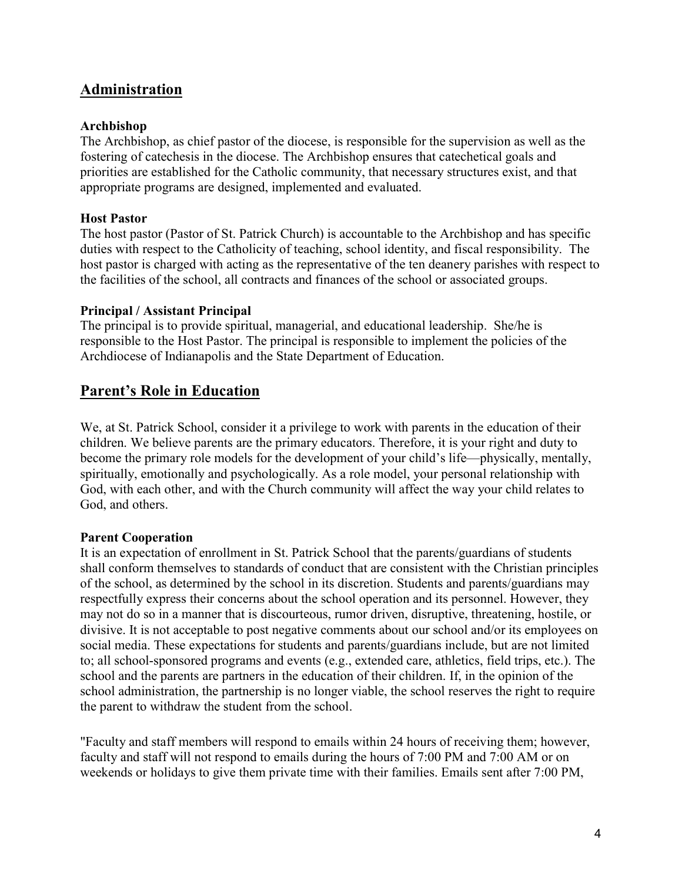## Administration

### Archbishop

The Archbishop, as chief pastor of the diocese, is responsible for the supervision as well as the fostering of catechesis in the diocese. The Archbishop ensures that catechetical goals and priorities are established for the Catholic community, that necessary structures exist, and that appropriate programs are designed, implemented and evaluated.

### Host Pastor

The host pastor (Pastor of St. Patrick Church) is accountable to the Archbishop and has specific duties with respect to the Catholicity of teaching, school identity, and fiscal responsibility. The host pastor is charged with acting as the representative of the ten deanery parishes with respect to the facilities of the school, all contracts and finances of the school or associated groups.

### Principal / Assistant Principal

The principal is to provide spiritual, managerial, and educational leadership. She/he is responsible to the Host Pastor. The principal is responsible to implement the policies of the Archdiocese of Indianapolis and the State Department of Education.

## Parent's Role in Education

We, at St. Patrick School, consider it a privilege to work with parents in the education of their children. We believe parents are the primary educators. Therefore, it is your right and duty to become the primary role models for the development of your child's life—physically, mentally, spiritually, emotionally and psychologically. As a role model, your personal relationship with God, with each other, and with the Church community will affect the way your child relates to God, and others.

### Parent Cooperation

It is an expectation of enrollment in St. Patrick School that the parents/guardians of students shall conform themselves to standards of conduct that are consistent with the Christian principles of the school, as determined by the school in its discretion. Students and parents/guardians may respectfully express their concerns about the school operation and its personnel. However, they may not do so in a manner that is discourteous, rumor driven, disruptive, threatening, hostile, or divisive. It is not acceptable to post negative comments about our school and/or its employees on social media. These expectations for students and parents/guardians include, but are not limited to; all school-sponsored programs and events (e.g., extended care, athletics, field trips, etc.). The school and the parents are partners in the education of their children. If, in the opinion of the school administration, the partnership is no longer viable, the school reserves the right to require the parent to withdraw the student from the school.

"Faculty and staff members will respond to emails within 24 hours of receiving them; however, faculty and staff will not respond to emails during the hours of 7:00 PM and 7:00 AM or on weekends or holidays to give them private time with their families. Emails sent after 7:00 PM,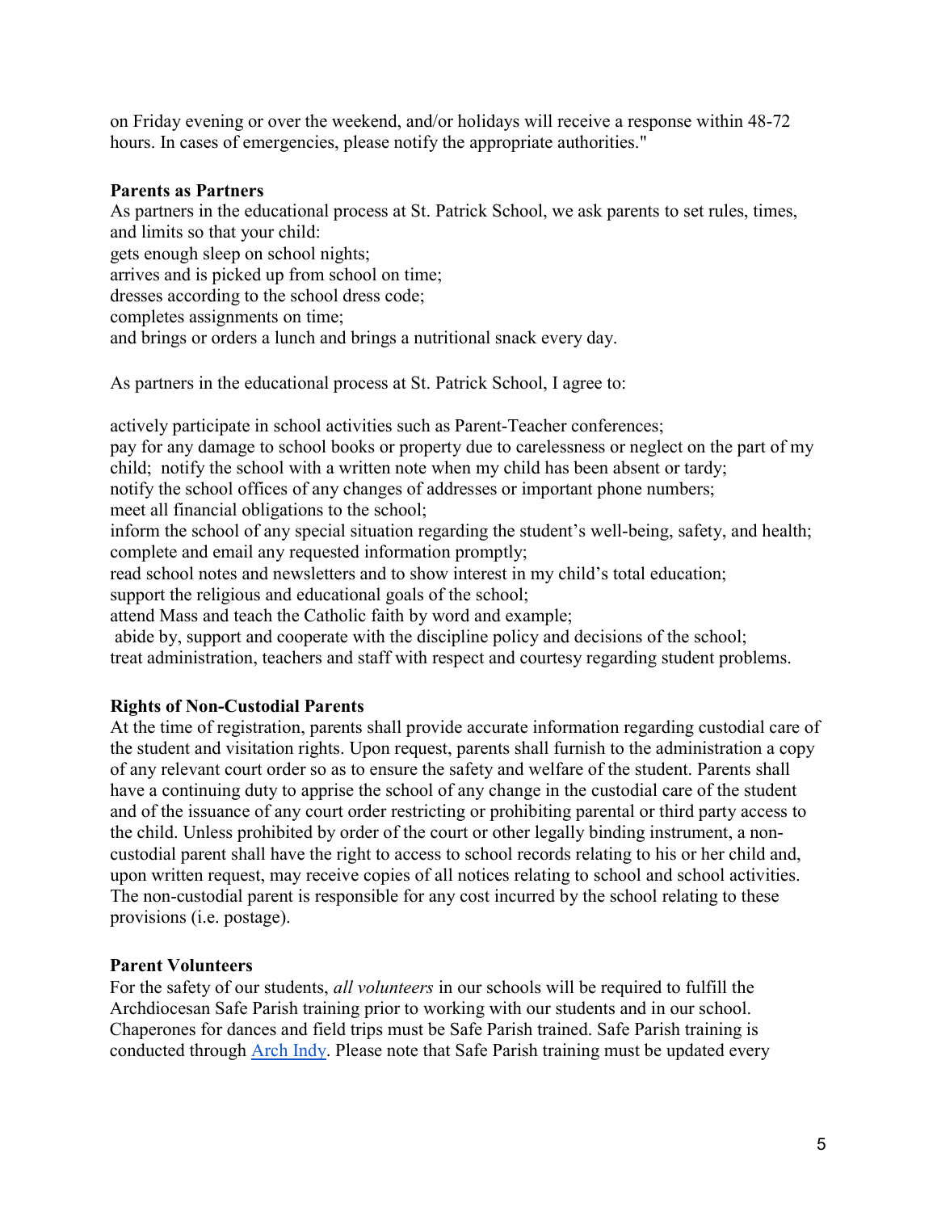on Friday evening or over the weekend, and/or holidays will receive a response within 48-72 hours. In cases of emergencies, please notify the appropriate authorities."

**Parents as Partners**

As partners in the educational process at St. Patrick School, we ask parents to set rules, times, and limits so that your child:

gets enough sleep on school nights;
arrives and is picked up from school on time;
dresses according to the school dress code;
completes assignments on time;
and brings or orders a lunch and brings a nutritional snack every day.

As partners in the educational process at St. Patrick School, I agree to:

actively participate in school activities such as Parent-Teacher conferences;
pay for any damage to school books or property due to carelessness or neglect on the part of my child; notify the school with a written note when my child has been absent or tardy;
notify the school offices of any changes of addresses or important phone numbers;
meet all financial obligations to the school;
inform the school of any special situation regarding the student's well-being, safety, and health;
complete and email any requested information promptly;
read school notes and newsletters and to show interest in my child's total education;
support the religious and educational goals of the school;
attend Mass and teach the Catholic faith by word and example;
abide by, support and cooperate with the discipline policy and decisions of the school;
treat administration, teachers and staff with respect and courtesy regarding student problems.

**Rights of Non-Custodial Parents**

At the time of registration, parents shall provide accurate information regarding custodial care of the student and visitation rights. Upon request, parents shall furnish to the administration a copy of any relevant court order so as to ensure the safety and welfare of the student. Parents shall have a continuing duty to apprise the school of any change in the custodial care of the student and of the issuance of any court order restricting or prohibiting parental or third party access to the child. Unless prohibited by order of the court or other legally binding instrument, a non-custodial parent shall have the right to access to school records relating to his or her child and, upon written request, may receive copies of all notices relating to school and school activities. The non-custodial parent is responsible for any cost incurred by the school relating to these provisions (i.e. postage).

**Parent Volunteers**

For the safety of our students, *all volunteers* in our schools will be required to fulfill the Archdiocesan Safe Parish training prior to working with our students and in our school. Chaperones for dances and field trips must be Safe Parish trained. Safe Parish training is conducted through Arch Indy. Please note that Safe Parish training must be updated every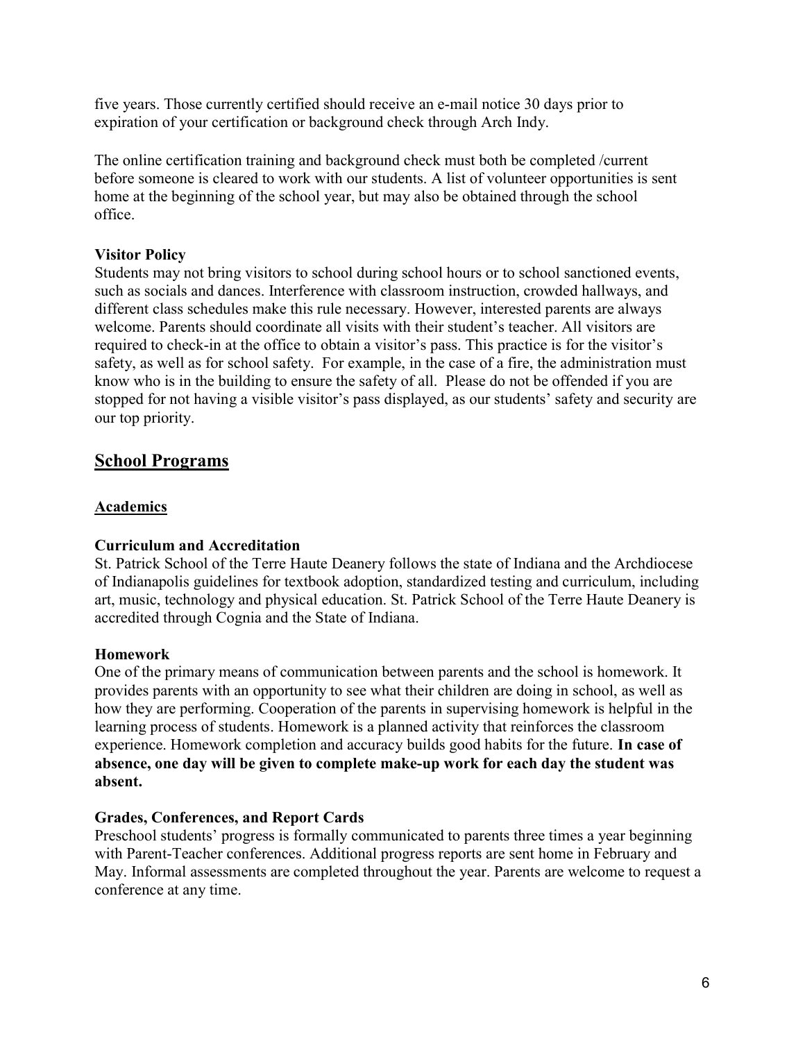five years. Those currently certified should receive an e-mail notice 30 days prior to expiration of your certification or background check through Arch Indy.

The online certification training and background check must both be completed /current before someone is cleared to work with our students. A list of volunteer opportunities is sent home at the beginning of the school year, but may also be obtained through the school office.

**Visitor Policy**
Students may not bring visitors to school during school hours or to school sanctioned events, such as socials and dances. Interference with classroom instruction, crowded hallways, and different class schedules make this rule necessary. However, interested parents are always welcome. Parents should coordinate all visits with their student's teacher. All visitors are required to check-in at the office to obtain a visitor's pass. This practice is for the visitor's safety, as well as for school safety. For example, in the case of a fire, the administration must know who is in the building to ensure the safety of all. Please do not be offended if you are stopped for not having a visible visitor's pass displayed, as our students' safety and security are our top priority.

## School Programs

### Academics

**Curriculum and Accreditation**
St. Patrick School of the Terre Haute Deanery follows the state of Indiana and the Archdiocese of Indianapolis guidelines for textbook adoption, standardized testing and curriculum, including art, music, technology and physical education. St. Patrick School of the Terre Haute Deanery is accredited through Cognia and the State of Indiana.

**Homework**
One of the primary means of communication between parents and the school is homework. It provides parents with an opportunity to see what their children are doing in school, as well as how they are performing. Cooperation of the parents in supervising homework is helpful in the learning process of students. Homework is a planned activity that reinforces the classroom experience. Homework completion and accuracy builds good habits for the future. **In case of absence, one day will be given to complete make-up work for each day the student was absent.**

**Grades, Conferences, and Report Cards**
Preschool students' progress is formally communicated to parents three times a year beginning with Parent-Teacher conferences. Additional progress reports are sent home in February and May. Informal assessments are completed throughout the year. Parents are welcome to request a conference at any time.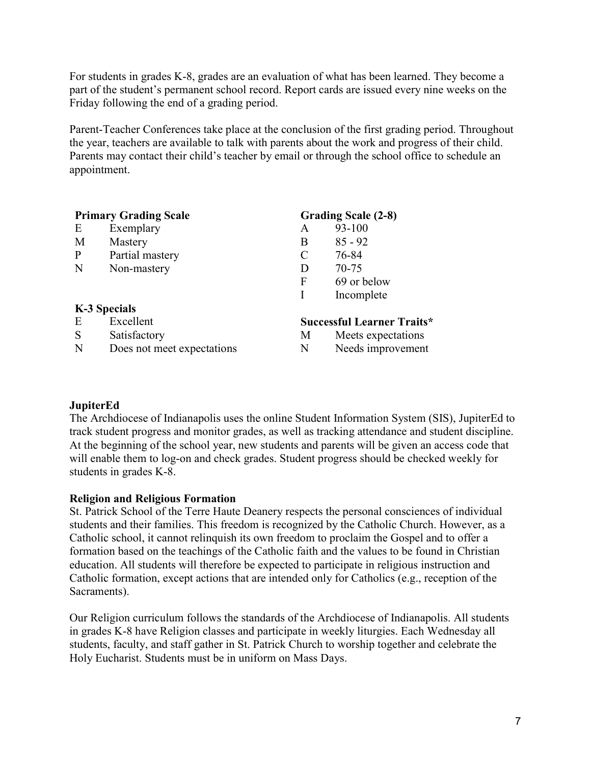For students in grades K-8, grades are an evaluation of what has been learned. They become a part of the student's permanent school record. Report cards are issued every nine weeks on the Friday following the end of a grading period.

Parent-Teacher Conferences take place at the conclusion of the first grading period. Throughout the year, teachers are available to talk with parents about the work and progress of their child. Parents may contact their child's teacher by email or through the school office to schedule an appointment.

**Primary Grading Scale**

| | |
|---|---|
| E | Exemplary |
| M | Mastery |
| P | Partial mastery |
| N | Non-mastery |

**K-3 Specials**

| | |
|---|---|
| E | Excellent |
| S | Satisfactory |
| N | Does not meet expectations |

**Grading Scale (2-8)**

| | |
|---|---|
| A | 93-100 |
| B | 85 - 92 |
| C | 76-84 |
| D | 70-75 |
| F | 69 or below |
| I | Incomplete |

**Successful Learner Traits***

| | |
|---|---|
| M | Meets expectations |
| N | Needs improvement |

**JupiterEd**

The Archdiocese of Indianapolis uses the online Student Information System (SIS), JupiterEd to track student progress and monitor grades, as well as tracking attendance and student discipline. At the beginning of the school year, new students and parents will be given an access code that will enable them to log-on and check grades. Student progress should be checked weekly for students in grades K-8.

**Religion and Religious Formation**

St. Patrick School of the Terre Haute Deanery respects the personal consciences of individual students and their families. This freedom is recognized by the Catholic Church. However, as a Catholic school, it cannot relinquish its own freedom to proclaim the Gospel and to offer a formation based on the teachings of the Catholic faith and the values to be found in Christian education. All students will therefore be expected to participate in religious instruction and Catholic formation, except actions that are intended only for Catholics (e.g., reception of the Sacraments).

Our Religion curriculum follows the standards of the Archdiocese of Indianapolis. All students in grades K-8 have Religion classes and participate in weekly liturgies. Each Wednesday all students, faculty, and staff gather in St. Patrick Church to worship together and celebrate the Holy Eucharist. Students must be in uniform on Mass Days.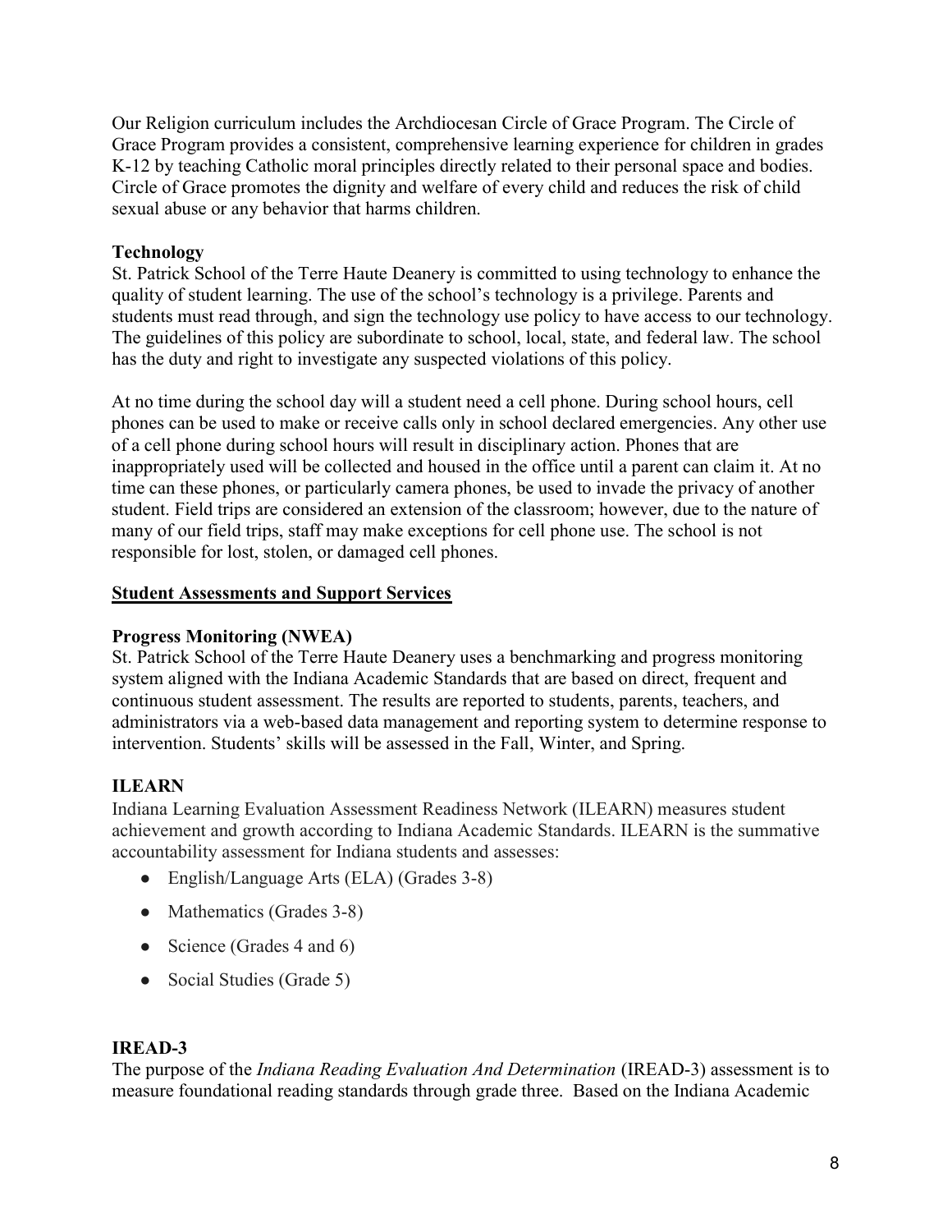Our Religion curriculum includes the Archdiocesan Circle of Grace Program. The Circle of Grace Program provides a consistent, comprehensive learning experience for children in grades K-12 by teaching Catholic moral principles directly related to their personal space and bodies. Circle of Grace promotes the dignity and welfare of every child and reduces the risk of child sexual abuse or any behavior that harms children.

### Technology

St. Patrick School of the Terre Haute Deanery is committed to using technology to enhance the quality of student learning. The use of the school's technology is a privilege. Parents and students must read through, and sign the technology use policy to have access to our technology. The guidelines of this policy are subordinate to school, local, state, and federal law. The school has the duty and right to investigate any suspected violations of this policy.

At no time during the school day will a student need a cell phone. During school hours, cell phones can be used to make or receive calls only in school declared emergencies. Any other use of a cell phone during school hours will result in disciplinary action. Phones that are inappropriately used will be collected and housed in the office until a parent can claim it. At no time can these phones, or particularly camera phones, be used to invade the privacy of another student. Field trips are considered an extension of the classroom; however, due to the nature of many of our field trips, staff may make exceptions for cell phone use. The school is not responsible for lost, stolen, or damaged cell phones.

## Student Assessments and Support Services

### Progress Monitoring (NWEA)

St. Patrick School of the Terre Haute Deanery uses a benchmarking and progress monitoring system aligned with the Indiana Academic Standards that are based on direct, frequent and continuous student assessment. The results are reported to students, parents, teachers, and administrators via a web-based data management and reporting system to determine response to intervention. Students' skills will be assessed in the Fall, Winter, and Spring.

### ILEARN

Indiana Learning Evaluation Assessment Readiness Network (ILEARN) measures student achievement and growth according to Indiana Academic Standards. ILEARN is the summative accountability assessment for Indiana students and assesses:

- English/Language Arts (ELA) (Grades 3-8)
- Mathematics (Grades 3-8)
- Science (Grades 4 and 6)
- Social Studies (Grade 5)

### IREAD-3

The purpose of the *Indiana Reading Evaluation And Determination* (IREAD-3) assessment is to measure foundational reading standards through grade three. Based on the Indiana Academic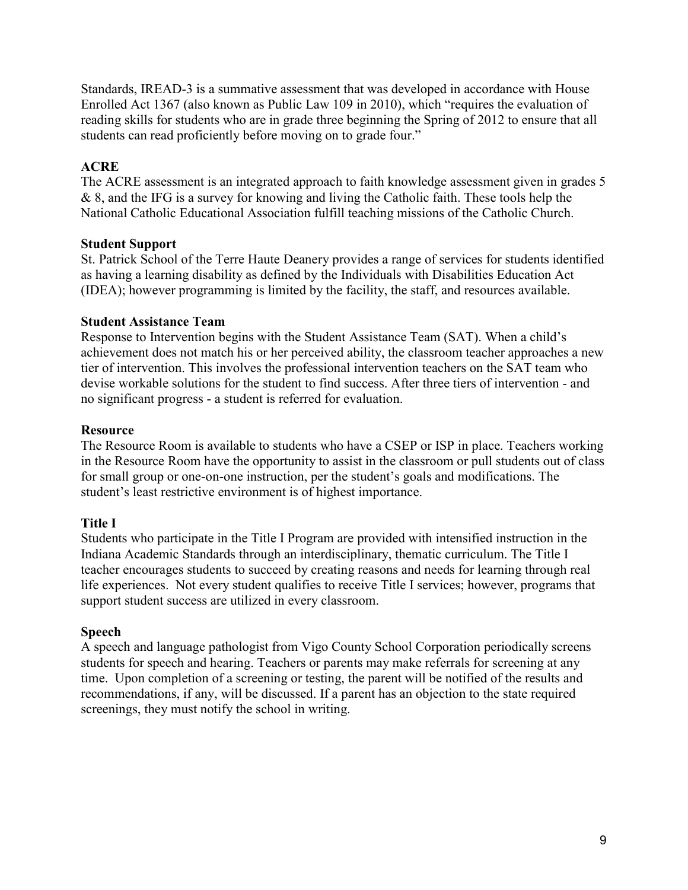Standards, IREAD-3 is a summative assessment that was developed in accordance with House Enrolled Act 1367 (also known as Public Law 109 in 2010), which "requires the evaluation of reading skills for students who are in grade three beginning the Spring of 2012 to ensure that all students can read proficiently before moving on to grade four."

### ACRE

The ACRE assessment is an integrated approach to faith knowledge assessment given in grades 5 & 8, and the IFG is a survey for knowing and living the Catholic faith. These tools help the National Catholic Educational Association fulfill teaching missions of the Catholic Church.

### Student Support

St. Patrick School of the Terre Haute Deanery provides a range of services for students identified as having a learning disability as defined by the Individuals with Disabilities Education Act (IDEA); however programming is limited by the facility, the staff, and resources available.

### Student Assistance Team

Response to Intervention begins with the Student Assistance Team (SAT). When a child's achievement does not match his or her perceived ability, the classroom teacher approaches a new tier of intervention. This involves the professional intervention teachers on the SAT team who devise workable solutions for the student to find success. After three tiers of intervention - and no significant progress - a student is referred for evaluation.

### Resource

The Resource Room is available to students who have a CSEP or ISP in place. Teachers working in the Resource Room have the opportunity to assist in the classroom or pull students out of class for small group or one-on-one instruction, per the student's goals and modifications. The student's least restrictive environment is of highest importance.

### Title I

Students who participate in the Title I Program are provided with intensified instruction in the Indiana Academic Standards through an interdisciplinary, thematic curriculum. The Title I teacher encourages students to succeed by creating reasons and needs for learning through real life experiences. Not every student qualifies to receive Title I services; however, programs that support student success are utilized in every classroom.

### Speech

A speech and language pathologist from Vigo County School Corporation periodically screens students for speech and hearing. Teachers or parents may make referrals for screening at any time. Upon completion of a screening or testing, the parent will be notified of the results and recommendations, if any, will be discussed. If a parent has an objection to the state required screenings, they must notify the school in writing.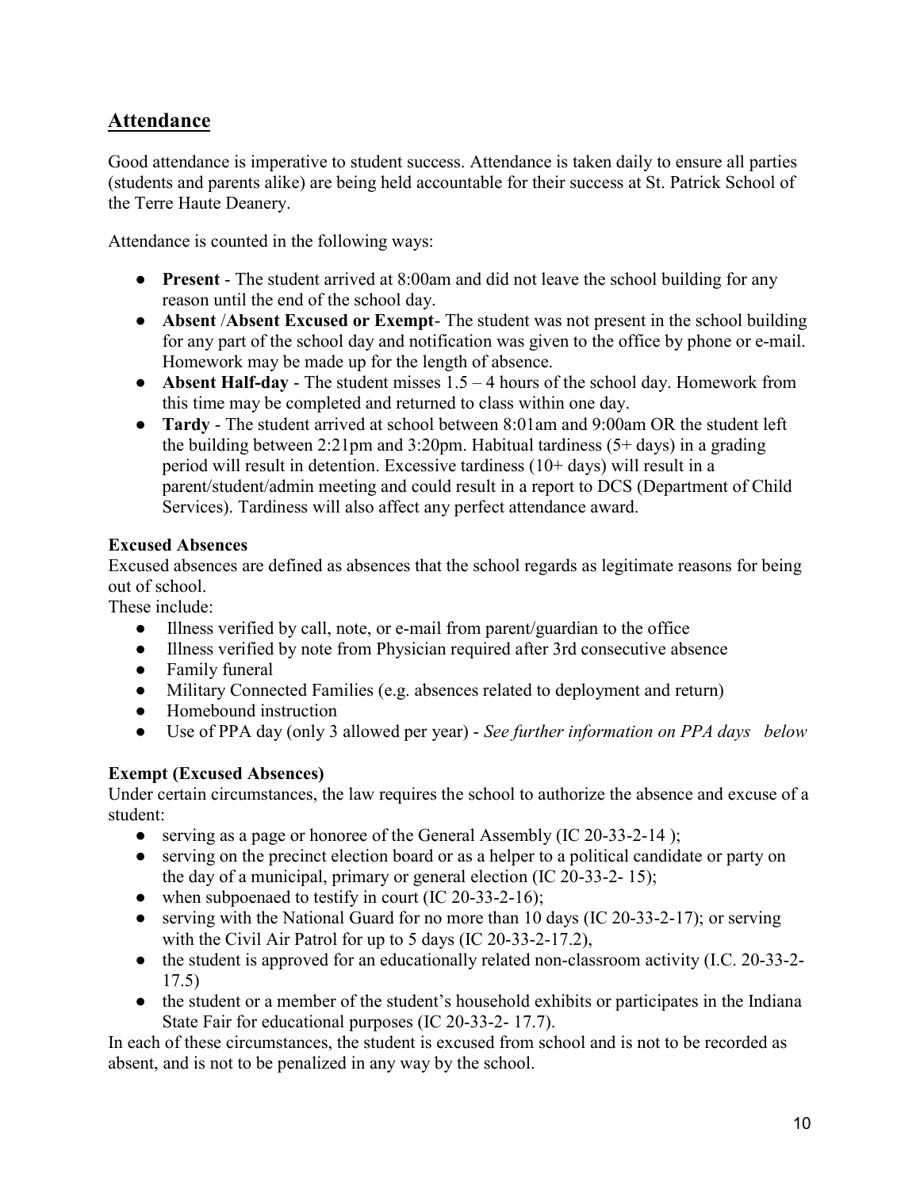## Attendance

Good attendance is imperative to student success. Attendance is taken daily to ensure all parties (students and parents alike) are being held accountable for their success at St. Patrick School of the Terre Haute Deanery.

Attendance is counted in the following ways:

- **Present** - The student arrived at 8:00am and did not leave the school building for any reason until the end of the school day.
- **Absent** /**Absent Excused or Exempt**- The student was not present in the school building for any part of the school day and notification was given to the office by phone or e-mail. Homework may be made up for the length of absence.
- **Absent Half-day** - The student misses 1.5 – 4 hours of the school day. Homework from this time may be completed and returned to class within one day.
- **Tardy** - The student arrived at school between 8:01am and 9:00am OR the student left the building between 2:21pm and 3:20pm. Habitual tardiness (5+ days) in a grading period will result in detention. Excessive tardiness (10+ days) will result in a parent/student/admin meeting and could result in a report to DCS (Department of Child Services). Tardiness will also affect any perfect attendance award.

**Excused Absences**

Excused absences are defined as absences that the school regards as legitimate reasons for being out of school.

These include:

- Illness verified by call, note, or e-mail from parent/guardian to the office
- Illness verified by note from Physician required after 3rd consecutive absence
- Family funeral
- Military Connected Families (e.g. absences related to deployment and return)
- Homebound instruction
- Use of PPA day (only 3 allowed per year) - *See further information on PPA days below*

**Exempt (Excused Absences)**

Under certain circumstances, the law requires the school to authorize the absence and excuse of a student:

- serving as a page or honoree of the General Assembly (IC 20-33-2-14 );
- serving on the precinct election board or as a helper to a political candidate or party on the day of a municipal, primary or general election (IC 20-33-2- 15);
- when subpoenaed to testify in court (IC 20-33-2-16);
- serving with the National Guard for no more than 10 days (IC 20-33-2-17); or serving with the Civil Air Patrol for up to 5 days (IC 20-33-2-17.2),
- the student is approved for an educationally related non-classroom activity (I.C. 20-33-2-17.5)
- the student or a member of the student's household exhibits or participates in the Indiana State Fair for educational purposes (IC 20-33-2- 17.7).

In each of these circumstances, the student is excused from school and is not to be recorded as absent, and is not to be penalized in any way by the school.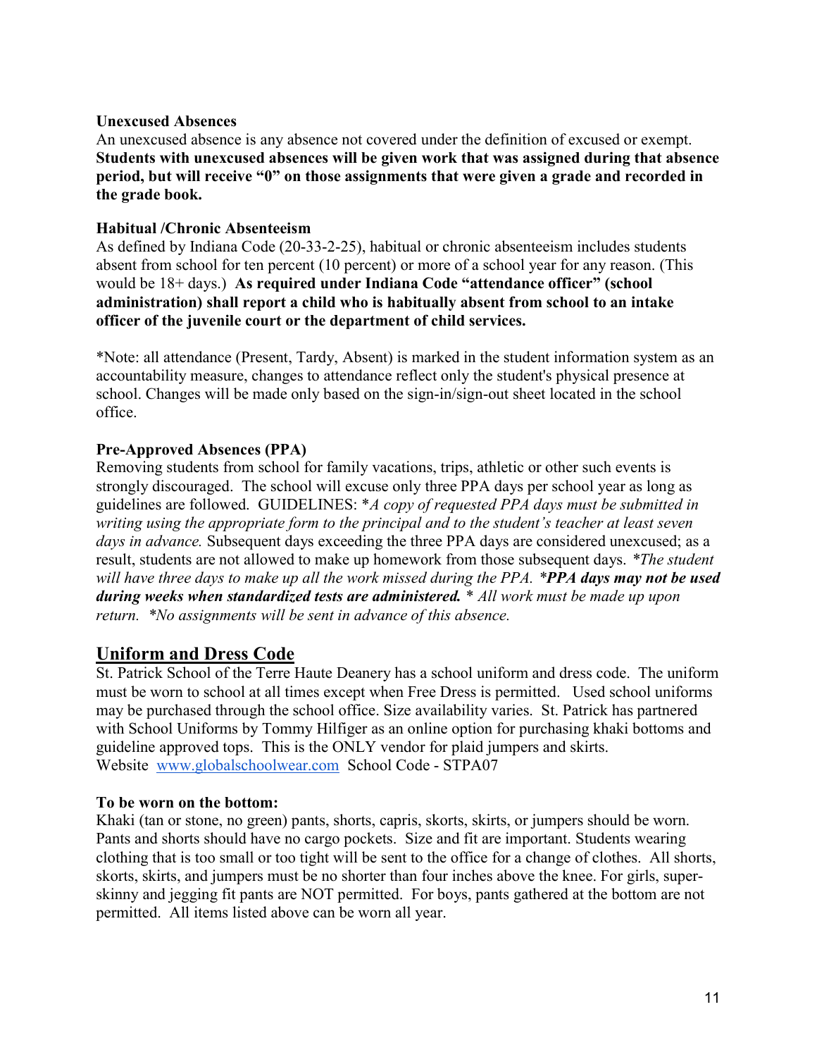**Unexcused Absences**

An unexcused absence is any absence not covered under the definition of excused or exempt. **Students with unexcused absences will be given work that was assigned during that absence period, but will receive "0" on those assignments that were given a grade and recorded in the grade book.**

**Habitual /Chronic Absenteeism**

As defined by Indiana Code (20-33-2-25), habitual or chronic absenteeism includes students absent from school for ten percent (10 percent) or more of a school year for any reason. (This would be 18+ days.) **As required under Indiana Code "attendance officer" (school administration) shall report a child who is habitually absent from school to an intake officer of the juvenile court or the department of child services.**

*Note: all attendance (Present, Tardy, Absent) is marked in the student information system as an accountability measure, changes to attendance reflect only the student's physical presence at school. Changes will be made only based on the sign-in/sign-out sheet located in the school office.

**Pre-Approved Absences (PPA)**

Removing students from school for family vacations, trips, athletic or other such events is strongly discouraged. The school will excuse only three PPA days per school year as long as guidelines are followed. GUIDELINES: **A copy of requested PPA days must be submitted in writing using the appropriate form to the principal and to the student's teacher at least seven days in advance.* Subsequent days exceeding the three PPA days are considered unexcused; as a result, students are not allowed to make up homework from those subsequent days. **The student will have three days to make up all the work missed during the PPA.* ****PPA days may not be used during weeks when standardized tests are administered.*** ** All work must be made up upon return.* **No assignments will be sent in advance of this absence.*

## Uniform and Dress Code

St. Patrick School of the Terre Haute Deanery has a school uniform and dress code. The uniform must be worn to school at all times except when Free Dress is permitted. Used school uniforms may be purchased through the school office. Size availability varies. St. Patrick has partnered with School Uniforms by Tommy Hilfiger as an online option for purchasing khaki bottoms and guideline approved tops. This is the ONLY vendor for plaid jumpers and skirts.
Website [www.globalschoolwear.com](http://www.globalschoolwear.com) School Code - STPA07

**To be worn on the bottom:**

Khaki (tan or stone, no green) pants, shorts, capris, skorts, skirts, or jumpers should be worn. Pants and shorts should have no cargo pockets. Size and fit are important. Students wearing clothing that is too small or too tight will be sent to the office for a change of clothes. All shorts, skorts, skirts, and jumpers must be no shorter than four inches above the knee. For girls, super-skinny and jegging fit pants are NOT permitted. For boys, pants gathered at the bottom are not permitted. All items listed above can be worn all year.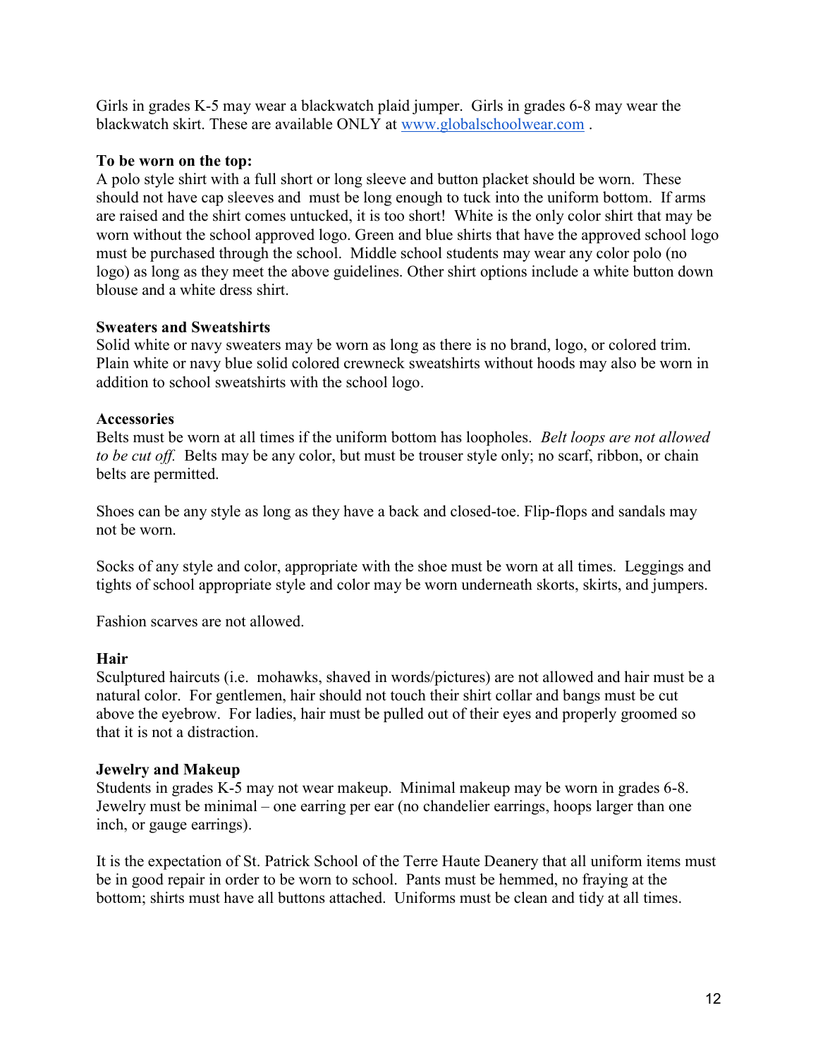Girls in grades K-5 may wear a blackwatch plaid jumper. Girls in grades 6-8 may wear the blackwatch skirt. These are available ONLY at [www.globalschoolwear.com](http://www.globalschoolwear.com) .

**To be worn on the top:**
A polo style shirt with a full short or long sleeve and button placket should be worn. These should not have cap sleeves and must be long enough to tuck into the uniform bottom. If arms are raised and the shirt comes untucked, it is too short! White is the only color shirt that may be worn without the school approved logo. Green and blue shirts that have the approved school logo must be purchased through the school. Middle school students may wear any color polo (no logo) as long as they meet the above guidelines. Other shirt options include a white button down blouse and a white dress shirt.

**Sweaters and Sweatshirts**
Solid white or navy sweaters may be worn as long as there is no brand, logo, or colored trim. Plain white or navy blue solid colored crewneck sweatshirts without hoods may also be worn in addition to school sweatshirts with the school logo.

**Accessories**
Belts must be worn at all times if the uniform bottom has loopholes. *Belt loops are not allowed to be cut off.* Belts may be any color, but must be trouser style only; no scarf, ribbon, or chain belts are permitted.

Shoes can be any style as long as they have a back and closed-toe. Flip-flops and sandals may not be worn.

Socks of any style and color, appropriate with the shoe must be worn at all times. Leggings and tights of school appropriate style and color may be worn underneath skorts, skirts, and jumpers.

Fashion scarves are not allowed.

**Hair**
Sculptured haircuts (i.e. mohawks, shaved in words/pictures) are not allowed and hair must be a natural color. For gentlemen, hair should not touch their shirt collar and bangs must be cut above the eyebrow. For ladies, hair must be pulled out of their eyes and properly groomed so that it is not a distraction.

**Jewelry and Makeup**
Students in grades K-5 may not wear makeup. Minimal makeup may be worn in grades 6-8. Jewelry must be minimal – one earring per ear (no chandelier earrings, hoops larger than one inch, or gauge earrings).

It is the expectation of St. Patrick School of the Terre Haute Deanery that all uniform items must be in good repair in order to be worn to school. Pants must be hemmed, no fraying at the bottom; shirts must have all buttons attached. Uniforms must be clean and tidy at all times.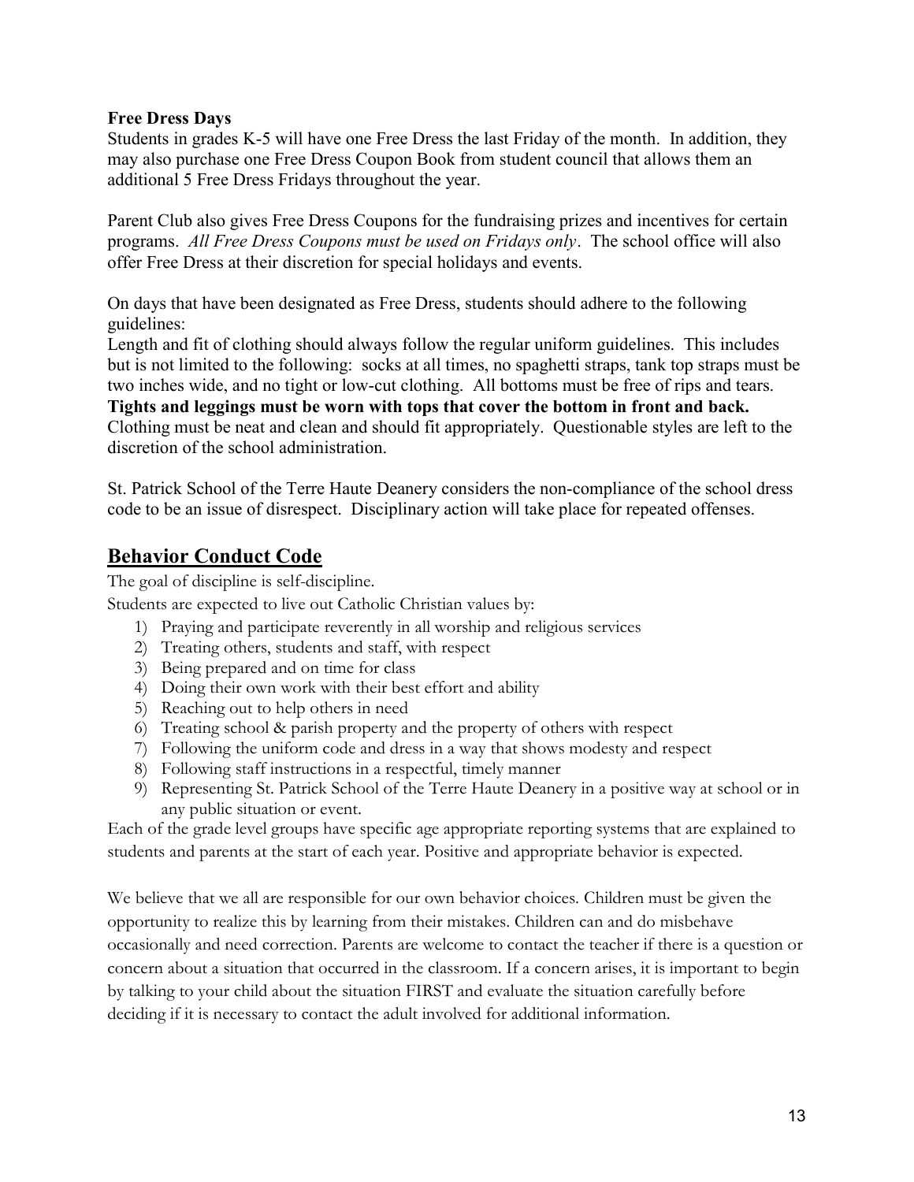**Free Dress Days**
Students in grades K-5 will have one Free Dress the last Friday of the month. In addition, they may also purchase one Free Dress Coupon Book from student council that allows them an additional 5 Free Dress Fridays throughout the year.

Parent Club also gives Free Dress Coupons for the fundraising prizes and incentives for certain programs. *All Free Dress Coupons must be used on Fridays only*. The school office will also offer Free Dress at their discretion for special holidays and events.

On days that have been designated as Free Dress, students should adhere to the following guidelines:
Length and fit of clothing should always follow the regular uniform guidelines. This includes but is not limited to the following: socks at all times, no spaghetti straps, tank top straps must be two inches wide, and no tight or low-cut clothing. All bottoms must be free of rips and tears. **Tights and leggings must be worn with tops that cover the bottom in front and back.** Clothing must be neat and clean and should fit appropriately. Questionable styles are left to the discretion of the school administration.

St. Patrick School of the Terre Haute Deanery considers the non-compliance of the school dress code to be an issue of disrespect. Disciplinary action will take place for repeated offenses.

## Behavior Conduct Code

The goal of discipline is self-discipline.
Students are expected to live out Catholic Christian values by:

1) Praying and participate reverently in all worship and religious services
2) Treating others, students and staff, with respect
3) Being prepared and on time for class
4) Doing their own work with their best effort and ability
5) Reaching out to help others in need
6) Treating school & parish property and the property of others with respect
7) Following the uniform code and dress in a way that shows modesty and respect
8) Following staff instructions in a respectful, timely manner
9) Representing St. Patrick School of the Terre Haute Deanery in a positive way at school or in any public situation or event.

Each of the grade level groups have specific age appropriate reporting systems that are explained to students and parents at the start of each year. Positive and appropriate behavior is expected.

We believe that we all are responsible for our own behavior choices. Children must be given the opportunity to realize this by learning from their mistakes. Children can and do misbehave occasionally and need correction. Parents are welcome to contact the teacher if there is a question or concern about a situation that occurred in the classroom. If a concern arises, it is important to begin by talking to your child about the situation FIRST and evaluate the situation carefully before deciding if it is necessary to contact the adult involved for additional information.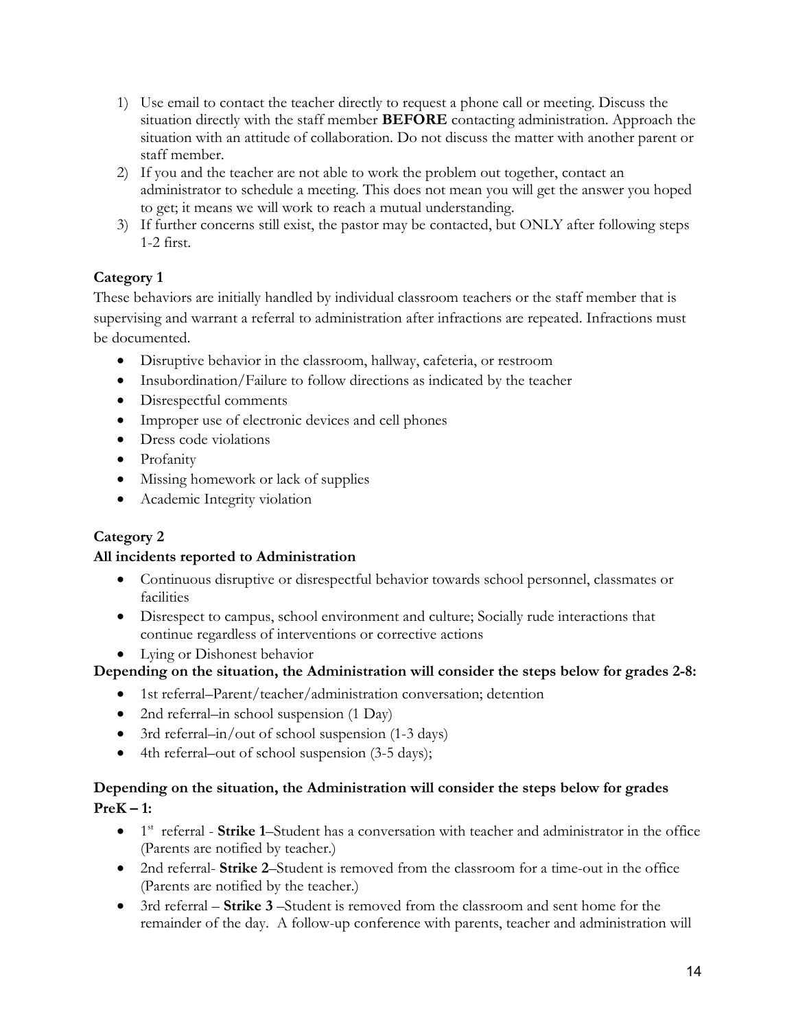1) Use email to contact the teacher directly to request a phone call or meeting. Discuss the situation directly with the staff member **BEFORE** contacting administration. Approach the situation with an attitude of collaboration. Do not discuss the matter with another parent or staff member.
2) If you and the teacher are not able to work the problem out together, contact an administrator to schedule a meeting. This does not mean you will get the answer you hoped to get; it means we will work to reach a mutual understanding.
3) If further concerns still exist, the pastor may be contacted, but ONLY after following steps 1-2 first.

**Category 1**

These behaviors are initially handled by individual classroom teachers or the staff member that is supervising and warrant a referral to administration after infractions are repeated. Infractions must be documented.

- Disruptive behavior in the classroom, hallway, cafeteria, or restroom
- Insubordination/Failure to follow directions as indicated by the teacher
- Disrespectful comments
- Improper use of electronic devices and cell phones
- Dress code violations
- Profanity
- Missing homework or lack of supplies
- Academic Integrity violation

**Category 2**

**All incidents reported to Administration**

- Continuous disruptive or disrespectful behavior towards school personnel, classmates or facilities
- Disrespect to campus, school environment and culture; Socially rude interactions that continue regardless of interventions or corrective actions
- Lying or Dishonest behavior

**Depending on the situation, the Administration will consider the steps below for grades 2-8:**

- 1st referral–Parent/teacher/administration conversation; detention
- 2nd referral–in school suspension (1 Day)
- 3rd referral–in/out of school suspension (1-3 days)
- 4th referral–out of school suspension (3-5 days);

**Depending on the situation, the Administration will consider the steps below for grades PreK – 1:**

- 1st referral - **Strike 1**–Student has a conversation with teacher and administrator in the office (Parents are notified by teacher.)
- 2nd referral- **Strike 2**–Student is removed from the classroom for a time-out in the office (Parents are notified by the teacher.)
- 3rd referral – **Strike 3** –Student is removed from the classroom and sent home for the remainder of the day. A follow-up conference with parents, teacher and administration will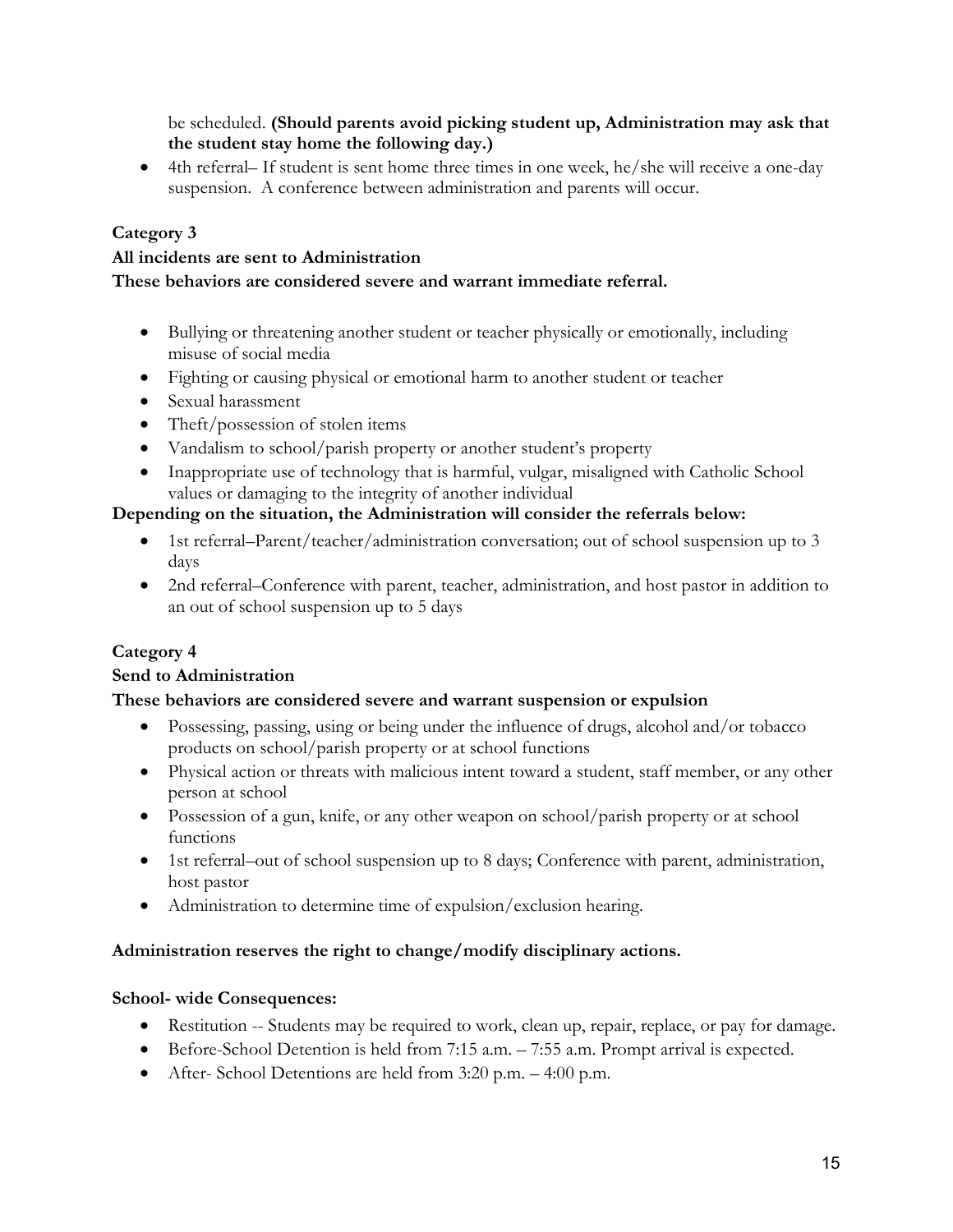be scheduled. **(Should parents avoid picking student up, Administration may ask that the student stay home the following day.)**

- 4th referral– If student is sent home three times in one week, he/she will receive a one-day suspension. A conference between administration and parents will occur.

**Category 3**

**All incidents are sent to Administration**

**These behaviors are considered severe and warrant immediate referral.**

- Bullying or threatening another student or teacher physically or emotionally, including misuse of social media
- Fighting or causing physical or emotional harm to another student or teacher
- Sexual harassment
- Theft/possession of stolen items
- Vandalism to school/parish property or another student's property
- Inappropriate use of technology that is harmful, vulgar, misaligned with Catholic School values or damaging to the integrity of another individual

**Depending on the situation, the Administration will consider the referrals below:**

- 1st referral–Parent/teacher/administration conversation; out of school suspension up to 3 days
- 2nd referral–Conference with parent, teacher, administration, and host pastor in addition to an out of school suspension up to 5 days

**Category 4**

**Send to Administration**

**These behaviors are considered severe and warrant suspension or expulsion**

- Possessing, passing, using or being under the influence of drugs, alcohol and/or tobacco products on school/parish property or at school functions
- Physical action or threats with malicious intent toward a student, staff member, or any other person at school
- Possession of a gun, knife, or any other weapon on school/parish property or at school functions
- 1st referral–out of school suspension up to 8 days; Conference with parent, administration, host pastor
- Administration to determine time of expulsion/exclusion hearing.

**Administration reserves the right to change/modify disciplinary actions.**

**School- wide Consequences:**

- Restitution -- Students may be required to work, clean up, repair, replace, or pay for damage.
- Before-School Detention is held from 7:15 a.m. – 7:55 a.m. Prompt arrival is expected.
- After- School Detentions are held from 3:20 p.m. – 4:00 p.m.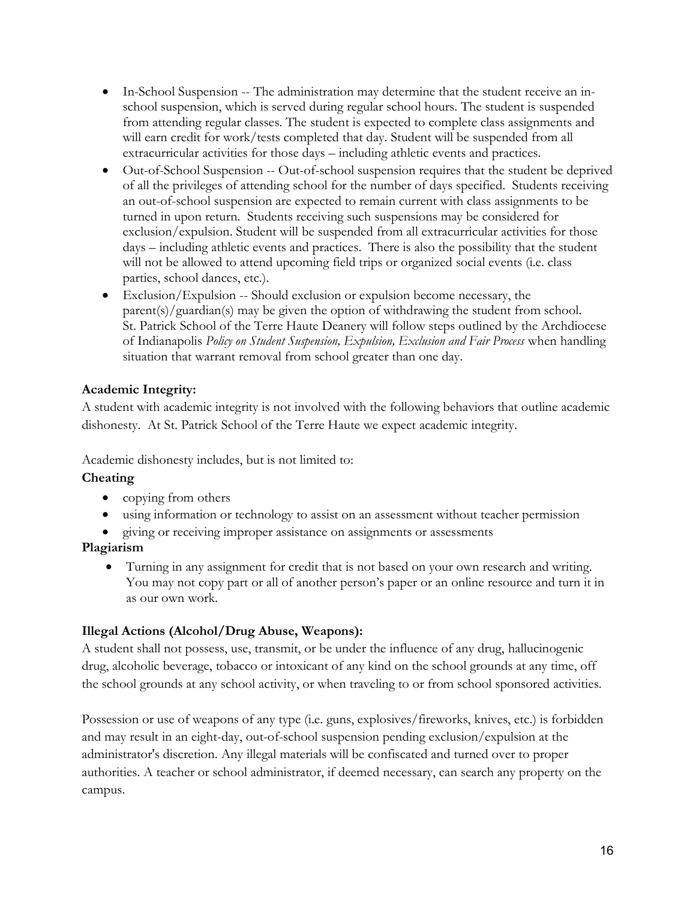- In-School Suspension -- The administration may determine that the student receive an in-school suspension, which is served during regular school hours. The student is suspended from attending regular classes. The student is expected to complete class assignments and will earn credit for work/tests completed that day. Student will be suspended from all extracurricular activities for those days – including athletic events and practices.
- Out-of-School Suspension -- Out-of-school suspension requires that the student be deprived of all the privileges of attending school for the number of days specified. Students receiving an out-of-school suspension are expected to remain current with class assignments to be turned in upon return. Students receiving such suspensions may be considered for exclusion/expulsion. Student will be suspended from all extracurricular activities for those days – including athletic events and practices. There is also the possibility that the student will not be allowed to attend upcoming field trips or organized social events (i.e. class parties, school dances, etc.).
- Exclusion/Expulsion -- Should exclusion or expulsion become necessary, the parent(s)/guardian(s) may be given the option of withdrawing the student from school. St. Patrick School of the Terre Haute Deanery will follow steps outlined by the Archdiocese of Indianapolis *Policy on Student Suspension, Expulsion, Exclusion and Fair Process* when handling situation that warrant removal from school greater than one day.

**Academic Integrity:**
A student with academic integrity is not involved with the following behaviors that outline academic dishonesty. At St. Patrick School of the Terre Haute we expect academic integrity.

Academic dishonesty includes, but is not limited to:

**Cheating**

- copying from others
- using information or technology to assist on an assessment without teacher permission
- giving or receiving improper assistance on assignments or assessments

**Plagiarism**

- Turning in any assignment for credit that is not based on your own research and writing. You may not copy part or all of another person's paper or an online resource and turn it in as our own work.

**Illegal Actions (Alcohol/Drug Abuse, Weapons):**
A student shall not possess, use, transmit, or be under the influence of any drug, hallucinogenic drug, alcoholic beverage, tobacco or intoxicant of any kind on the school grounds at any time, off the school grounds at any school activity, or when traveling to or from school sponsored activities.

Possession or use of weapons of any type (i.e. guns, explosives/fireworks, knives, etc.) is forbidden and may result in an eight-day, out-of-school suspension pending exclusion/expulsion at the administrator's discretion. Any illegal materials will be confiscated and turned over to proper authorities. A teacher or school administrator, if deemed necessary, can search any property on the campus.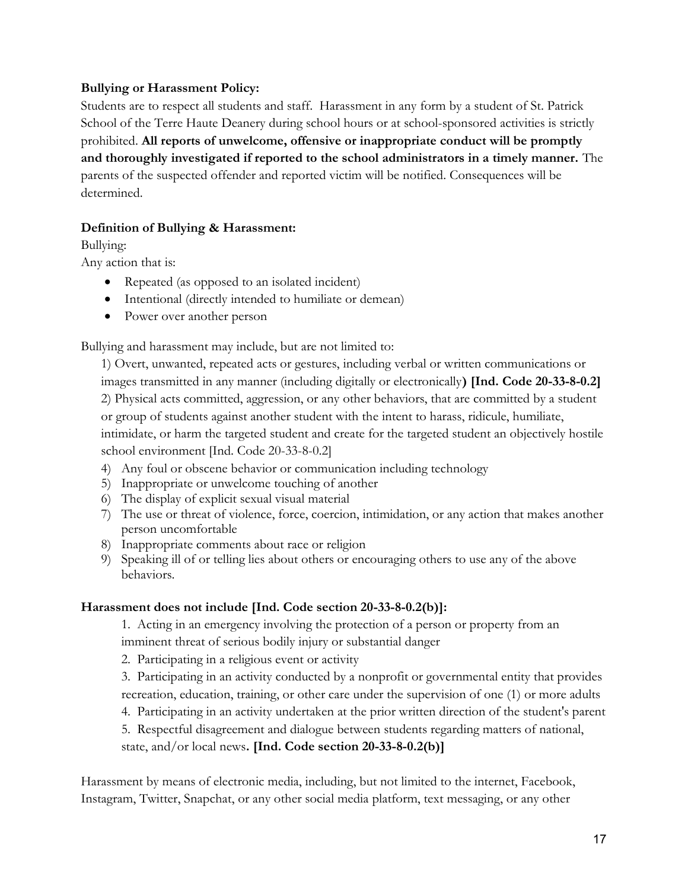**Bullying or Harassment Policy:**

Students are to respect all students and staff. Harassment in any form by a student of St. Patrick School of the Terre Haute Deanery during school hours or at school-sponsored activities is strictly prohibited. **All reports of unwelcome, offensive or inappropriate conduct will be promptly and thoroughly investigated if reported to the school administrators in a timely manner.** The parents of the suspected offender and reported victim will be notified. Consequences will be determined.

**Definition of Bullying & Harassment:**

Bullying:

Any action that is:

- Repeated (as opposed to an isolated incident)
- Intentional (directly intended to humiliate or demean)
- Power over another person

Bullying and harassment may include, but are not limited to:

1) Overt, unwanted, repeated acts or gestures, including verbal or written communications or images transmitted in any manner (including digitally or electronically**) [Ind. Code 20-33-8-0.2]**

2) Physical acts committed, aggression, or any other behaviors, that are committed by a student or group of students against another student with the intent to harass, ridicule, humiliate, intimidate, or harm the targeted student and create for the targeted student an objectively hostile school environment [Ind. Code 20-33-8-0.2]

4) Any foul or obscene behavior or communication including technology
5) Inappropriate or unwelcome touching of another
6) The display of explicit sexual visual material
7) The use or threat of violence, force, coercion, intimidation, or any action that makes another person uncomfortable
8) Inappropriate comments about race or religion
9) Speaking ill of or telling lies about others or encouraging others to use any of the above behaviors.

**Harassment does not include [Ind. Code section 20-33-8-0.2(b)]:**

1. Acting in an emergency involving the protection of a person or property from an imminent threat of serious bodily injury or substantial danger
2. Participating in a religious event or activity
3. Participating in an activity conducted by a nonprofit or governmental entity that provides recreation, education, training, or other care under the supervision of one (1) or more adults
4. Participating in an activity undertaken at the prior written direction of the student's parent
5. Respectful disagreement and dialogue between students regarding matters of national, state, and/or local news**. [Ind. Code section 20-33-8-0.2(b)]**

Harassment by means of electronic media, including, but not limited to the internet, Facebook, Instagram, Twitter, Snapchat, or any other social media platform, text messaging, or any other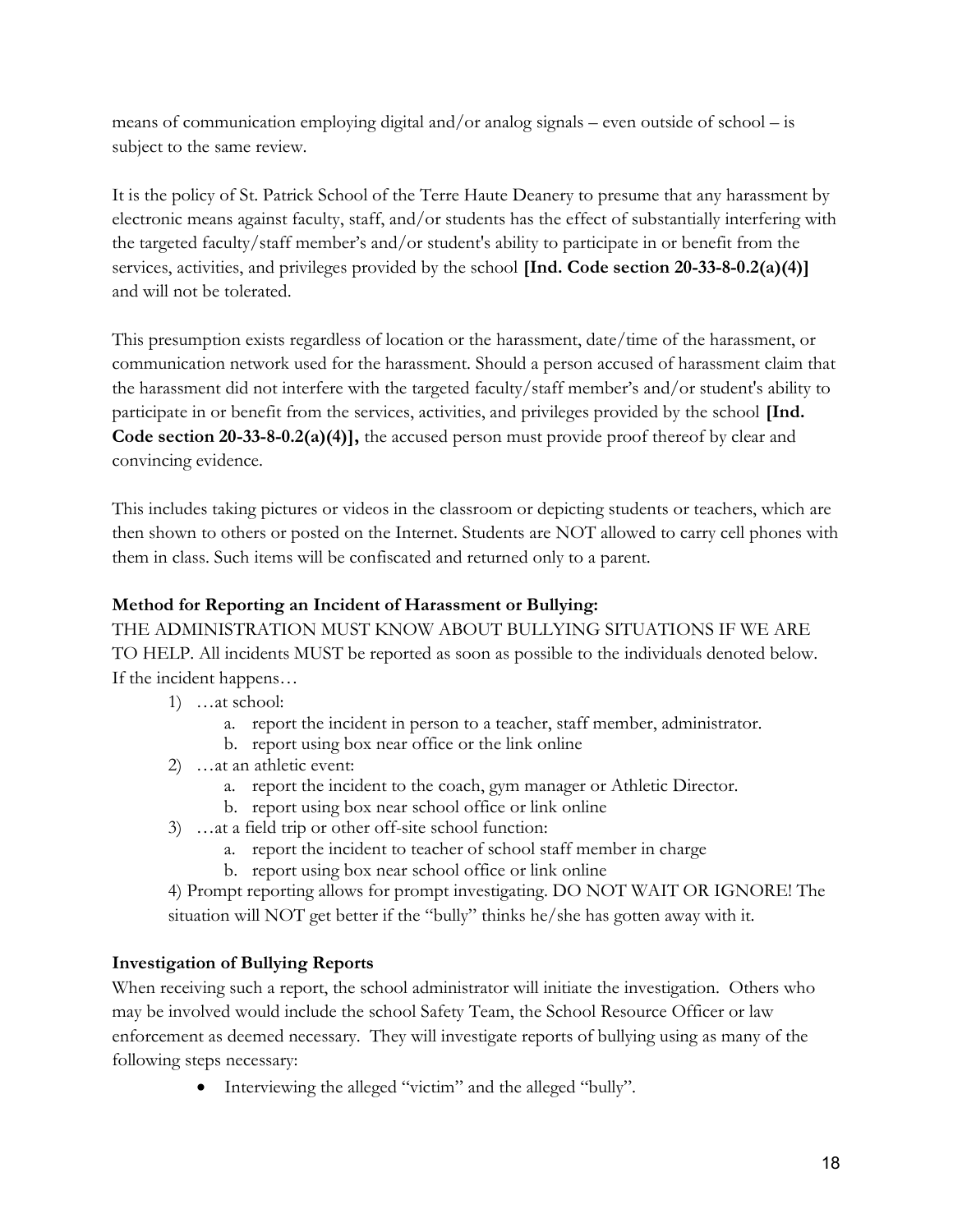means of communication employing digital and/or analog signals – even outside of school – is subject to the same review.

It is the policy of St. Patrick School of the Terre Haute Deanery to presume that any harassment by electronic means against faculty, staff, and/or students has the effect of substantially interfering with the targeted faculty/staff member's and/or student's ability to participate in or benefit from the services, activities, and privileges provided by the school **[Ind. Code section 20-33-8-0.2(a)(4)]** and will not be tolerated.

This presumption exists regardless of location or the harassment, date/time of the harassment, or communication network used for the harassment. Should a person accused of harassment claim that the harassment did not interfere with the targeted faculty/staff member's and/or student's ability to participate in or benefit from the services, activities, and privileges provided by the school **[Ind. Code section 20-33-8-0.2(a)(4)],** the accused person must provide proof thereof by clear and convincing evidence.

This includes taking pictures or videos in the classroom or depicting students or teachers, which are then shown to others or posted on the Internet. Students are NOT allowed to carry cell phones with them in class. Such items will be confiscated and returned only to a parent.

**Method for Reporting an Incident of Harassment or Bullying:**

THE ADMINISTRATION MUST KNOW ABOUT BULLYING SITUATIONS IF WE ARE TO HELP. All incidents MUST be reported as soon as possible to the individuals denoted below. If the incident happens…

1) …at school:
   a. report the incident in person to a teacher, staff member, administrator.
   b. report using box near office or the link online
2) …at an athletic event:
   a. report the incident to the coach, gym manager or Athletic Director.
   b. report using box near school office or link online
3) …at a field trip or other off-site school function:
   a. report the incident to teacher of school staff member in charge
   b. report using box near school office or link online
4) Prompt reporting allows for prompt investigating. DO NOT WAIT OR IGNORE! The situation will NOT get better if the "bully" thinks he/she has gotten away with it.

**Investigation of Bullying Reports**

When receiving such a report, the school administrator will initiate the investigation. Others who may be involved would include the school Safety Team, the School Resource Officer or law enforcement as deemed necessary. They will investigate reports of bullying using as many of the following steps necessary:

- Interviewing the alleged "victim" and the alleged "bully".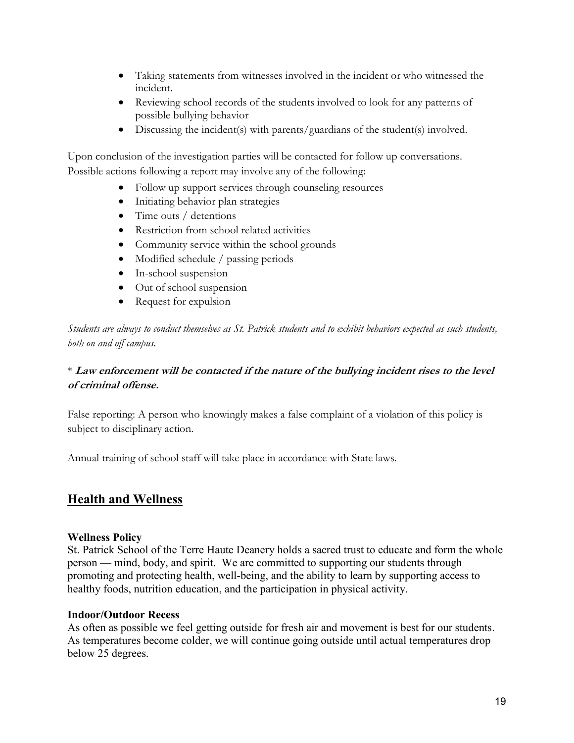- Taking statements from witnesses involved in the incident or who witnessed the incident.
- Reviewing school records of the students involved to look for any patterns of possible bullying behavior
- Discussing the incident(s) with parents/guardians of the student(s) involved.

Upon conclusion of the investigation parties will be contacted for follow up conversations. Possible actions following a report may involve any of the following:

- Follow up support services through counseling resources
- Initiating behavior plan strategies
- Time outs / detentions
- Restriction from school related activities
- Community service within the school grounds
- Modified schedule / passing periods
- In-school suspension
- Out of school suspension
- Request for expulsion

*Students are always to conduct themselves as St. Patrick students and to exhibit behaviors expected as such students, both on and off campus.*

\* ***Law enforcement will be contacted if the nature of the bullying incident rises to the level of criminal offense.***

False reporting: A person who knowingly makes a false complaint of a violation of this policy is subject to disciplinary action.

Annual training of school staff will take place in accordance with State laws.

## Health and Wellness

### Wellness Policy

St. Patrick School of the Terre Haute Deanery holds a sacred trust to educate and form the whole person — mind, body, and spirit. We are committed to supporting our students through promoting and protecting health, well-being, and the ability to learn by supporting access to healthy foods, nutrition education, and the participation in physical activity.

### Indoor/Outdoor Recess

As often as possible we feel getting outside for fresh air and movement is best for our students. As temperatures become colder, we will continue going outside until actual temperatures drop below 25 degrees.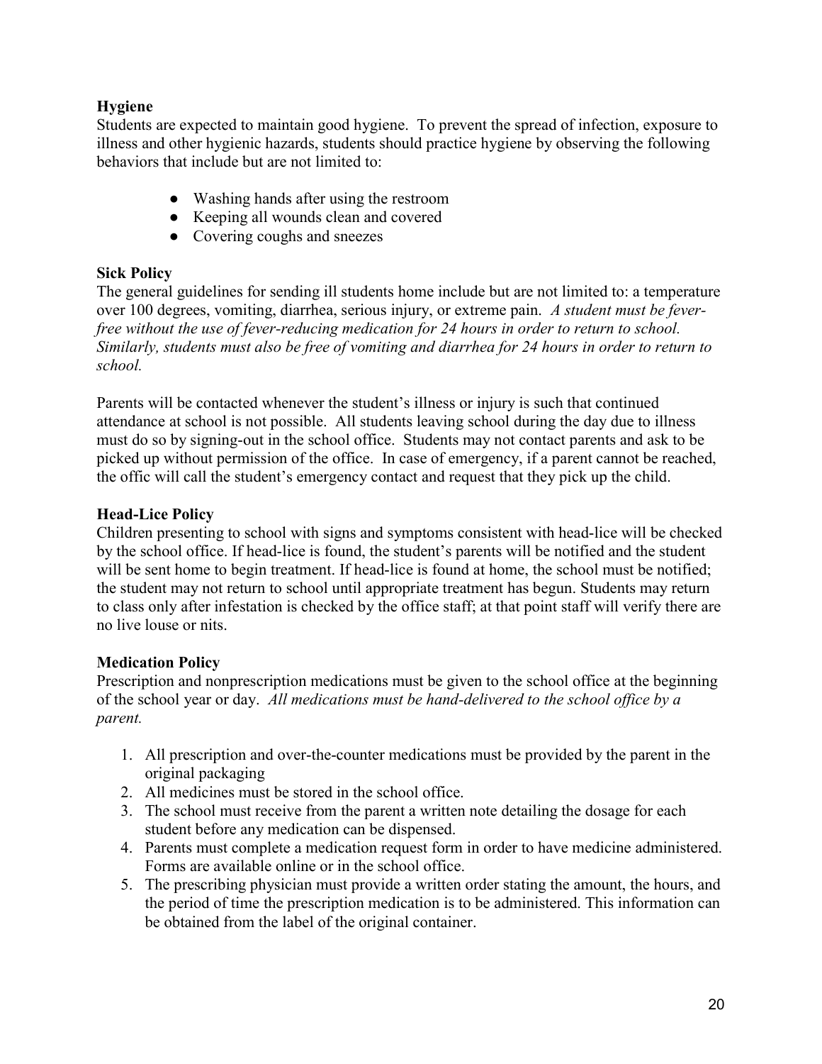**Hygiene**

Students are expected to maintain good hygiene. To prevent the spread of infection, exposure to illness and other hygienic hazards, students should practice hygiene by observing the following behaviors that include but are not limited to:

- Washing hands after using the restroom
- Keeping all wounds clean and covered
- Covering coughs and sneezes

**Sick Policy**

The general guidelines for sending ill students home include but are not limited to: a temperature over 100 degrees, vomiting, diarrhea, serious injury, or extreme pain. *A student must be fever-free without the use of fever-reducing medication for 24 hours in order to return to school. Similarly, students must also be free of vomiting and diarrhea for 24 hours in order to return to school.*

Parents will be contacted whenever the student's illness or injury is such that continued attendance at school is not possible. All students leaving school during the day due to illness must do so by signing-out in the school office. Students may not contact parents and ask to be picked up without permission of the office. In case of emergency, if a parent cannot be reached, the offic will call the student's emergency contact and request that they pick up the child.

**Head-Lice Policy**

Children presenting to school with signs and symptoms consistent with head-lice will be checked by the school office. If head-lice is found, the student's parents will be notified and the student will be sent home to begin treatment. If head-lice is found at home, the school must be notified; the student may not return to school until appropriate treatment has begun. Students may return to class only after infestation is checked by the office staff; at that point staff will verify there are no live louse or nits.

**Medication Policy**

Prescription and nonprescription medications must be given to the school office at the beginning of the school year or day. *All medications must be hand-delivered to the school office by a parent.*

1. All prescription and over-the-counter medications must be provided by the parent in the original packaging
2. All medicines must be stored in the school office.
3. The school must receive from the parent a written note detailing the dosage for each student before any medication can be dispensed.
4. Parents must complete a medication request form in order to have medicine administered. Forms are available online or in the school office.
5. The prescribing physician must provide a written order stating the amount, the hours, and the period of time the prescription medication is to be administered. This information can be obtained from the label of the original container.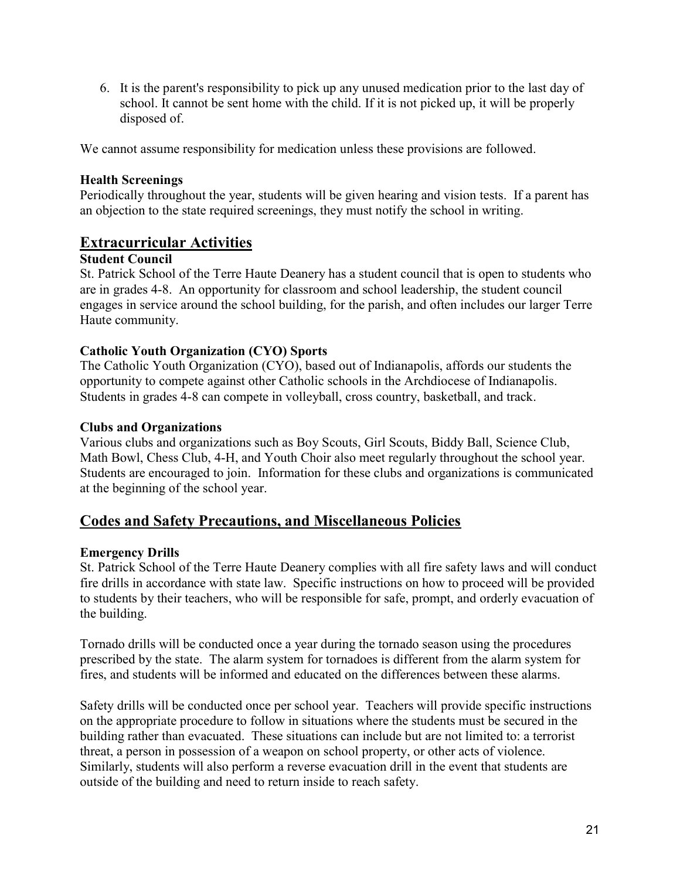6. It is the parent's responsibility to pick up any unused medication prior to the last day of school. It cannot be sent home with the child. If it is not picked up, it will be properly disposed of.

We cannot assume responsibility for medication unless these provisions are followed.

**Health Screenings**

Periodically throughout the year, students will be given hearing and vision tests. If a parent has an objection to the state required screenings, they must notify the school in writing.

## Extracurricular Activities

**Student Council**

St. Patrick School of the Terre Haute Deanery has a student council that is open to students who are in grades 4-8. An opportunity for classroom and school leadership, the student council engages in service around the school building, for the parish, and often includes our larger Terre Haute community.

**Catholic Youth Organization (CYO) Sports**

The Catholic Youth Organization (CYO), based out of Indianapolis, affords our students the opportunity to compete against other Catholic schools in the Archdiocese of Indianapolis. Students in grades 4-8 can compete in volleyball, cross country, basketball, and track.

**Clubs and Organizations**

Various clubs and organizations such as Boy Scouts, Girl Scouts, Biddy Ball, Science Club, Math Bowl, Chess Club, 4-H, and Youth Choir also meet regularly throughout the school year. Students are encouraged to join. Information for these clubs and organizations is communicated at the beginning of the school year.

## Codes and Safety Precautions, and Miscellaneous Policies

**Emergency Drills**

St. Patrick School of the Terre Haute Deanery complies with all fire safety laws and will conduct fire drills in accordance with state law. Specific instructions on how to proceed will be provided to students by their teachers, who will be responsible for safe, prompt, and orderly evacuation of the building.

Tornado drills will be conducted once a year during the tornado season using the procedures prescribed by the state. The alarm system for tornadoes is different from the alarm system for fires, and students will be informed and educated on the differences between these alarms.

Safety drills will be conducted once per school year. Teachers will provide specific instructions on the appropriate procedure to follow in situations where the students must be secured in the building rather than evacuated. These situations can include but are not limited to: a terrorist threat, a person in possession of a weapon on school property, or other acts of violence. Similarly, students will also perform a reverse evacuation drill in the event that students are outside of the building and need to return inside to reach safety.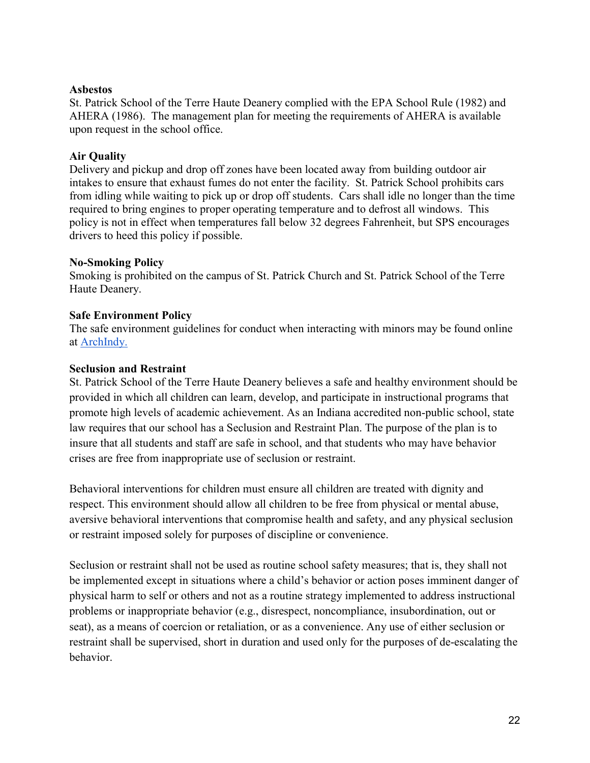**Asbestos**

St. Patrick School of the Terre Haute Deanery complied with the EPA School Rule (1982) and AHERA (1986). The management plan for meeting the requirements of AHERA is available upon request in the school office.

**Air Quality**

Delivery and pickup and drop off zones have been located away from building outdoor air intakes to ensure that exhaust fumes do not enter the facility. St. Patrick School prohibits cars from idling while waiting to pick up or drop off students. Cars shall idle no longer than the time required to bring engines to proper operating temperature and to defrost all windows. This policy is not in effect when temperatures fall below 32 degrees Fahrenheit, but SPS encourages drivers to heed this policy if possible.

**No-Smoking Policy**

Smoking is prohibited on the campus of St. Patrick Church and St. Patrick School of the Terre Haute Deanery.

**Safe Environment Policy**

The safe environment guidelines for conduct when interacting with minors may be found online at ArchIndy.

**Seclusion and Restraint**

St. Patrick School of the Terre Haute Deanery believes a safe and healthy environment should be provided in which all children can learn, develop, and participate in instructional programs that promote high levels of academic achievement. As an Indiana accredited non-public school, state law requires that our school has a Seclusion and Restraint Plan. The purpose of the plan is to insure that all students and staff are safe in school, and that students who may have behavior crises are free from inappropriate use of seclusion or restraint.

Behavioral interventions for children must ensure all children are treated with dignity and respect. This environment should allow all children to be free from physical or mental abuse, aversive behavioral interventions that compromise health and safety, and any physical seclusion or restraint imposed solely for purposes of discipline or convenience.

Seclusion or restraint shall not be used as routine school safety measures; that is, they shall not be implemented except in situations where a child's behavior or action poses imminent danger of physical harm to self or others and not as a routine strategy implemented to address instructional problems or inappropriate behavior (e.g., disrespect, noncompliance, insubordination, out or seat), as a means of coercion or retaliation, or as a convenience. Any use of either seclusion or restraint shall be supervised, short in duration and used only for the purposes of de-escalating the behavior.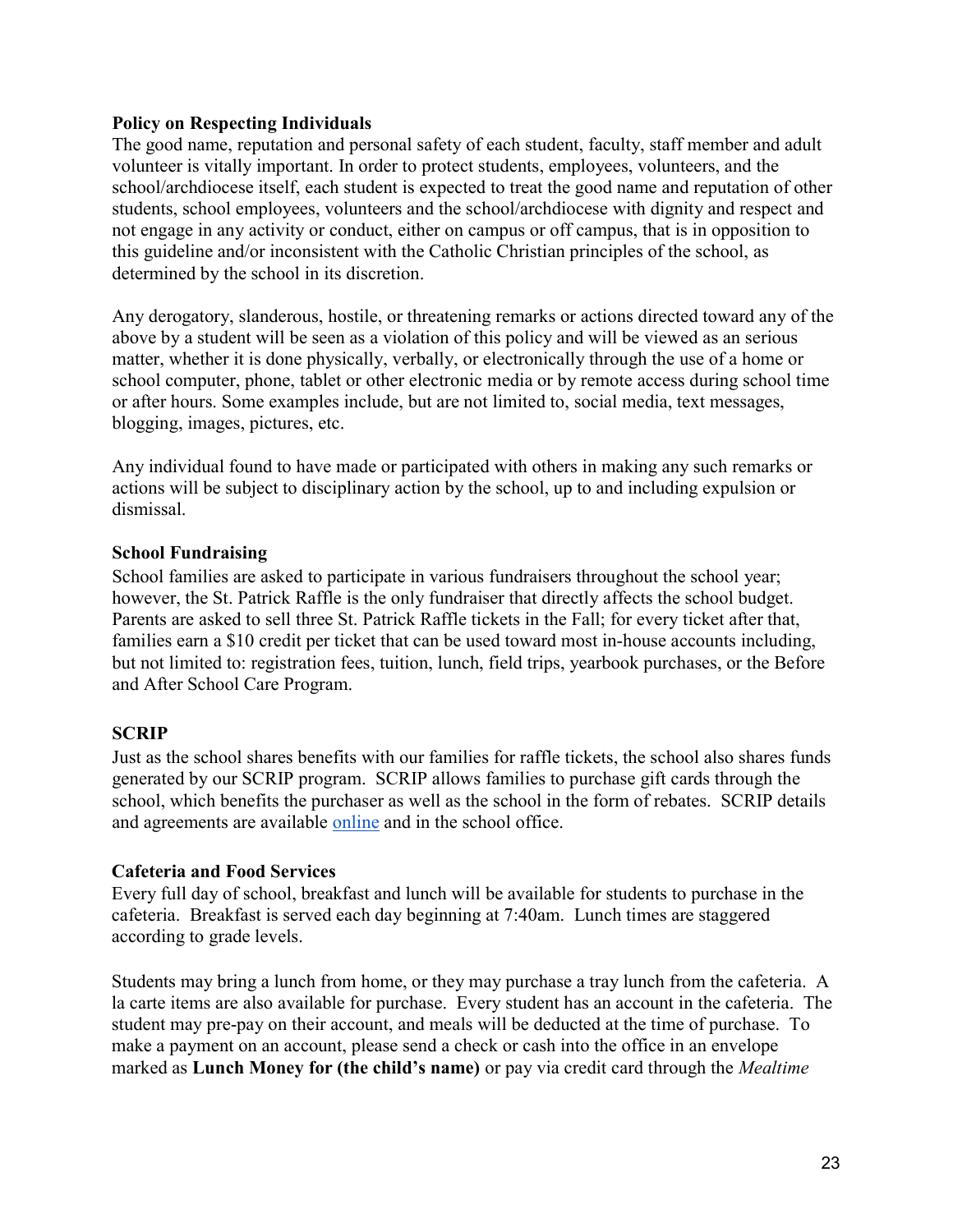**Policy on Respecting Individuals**

The good name, reputation and personal safety of each student, faculty, staff member and adult volunteer is vitally important. In order to protect students, employees, volunteers, and the school/archdiocese itself, each student is expected to treat the good name and reputation of other students, school employees, volunteers and the school/archdiocese with dignity and respect and not engage in any activity or conduct, either on campus or off campus, that is in opposition to this guideline and/or inconsistent with the Catholic Christian principles of the school, as determined by the school in its discretion.

Any derogatory, slanderous, hostile, or threatening remarks or actions directed toward any of the above by a student will be seen as a violation of this policy and will be viewed as an serious matter, whether it is done physically, verbally, or electronically through the use of a home or school computer, phone, tablet or other electronic media or by remote access during school time or after hours. Some examples include, but are not limited to, social media, text messages, blogging, images, pictures, etc.

Any individual found to have made or participated with others in making any such remarks or actions will be subject to disciplinary action by the school, up to and including expulsion or dismissal.

**School Fundraising**

School families are asked to participate in various fundraisers throughout the school year; however, the St. Patrick Raffle is the only fundraiser that directly affects the school budget. Parents are asked to sell three St. Patrick Raffle tickets in the Fall; for every ticket after that, families earn a $10 credit per ticket that can be used toward most in-house accounts including, but not limited to: registration fees, tuition, lunch, field trips, yearbook purchases, or the Before and After School Care Program.

**SCRIP**

Just as the school shares benefits with our families for raffle tickets, the school also shares funds generated by our SCRIP program. SCRIP allows families to purchase gift cards through the school, which benefits the purchaser as well as the school in the form of rebates. SCRIP details and agreements are available online and in the school office.

**Cafeteria and Food Services**

Every full day of school, breakfast and lunch will be available for students to purchase in the cafeteria. Breakfast is served each day beginning at 7:40am. Lunch times are staggered according to grade levels.

Students may bring a lunch from home, or they may purchase a tray lunch from the cafeteria. A la carte items are also available for purchase. Every student has an account in the cafeteria. The student may pre-pay on their account, and meals will be deducted at the time of purchase. To make a payment on an account, please send a check or cash into the office in an envelope marked as **Lunch Money for (the child's name)** or pay via credit card through the *Mealtime*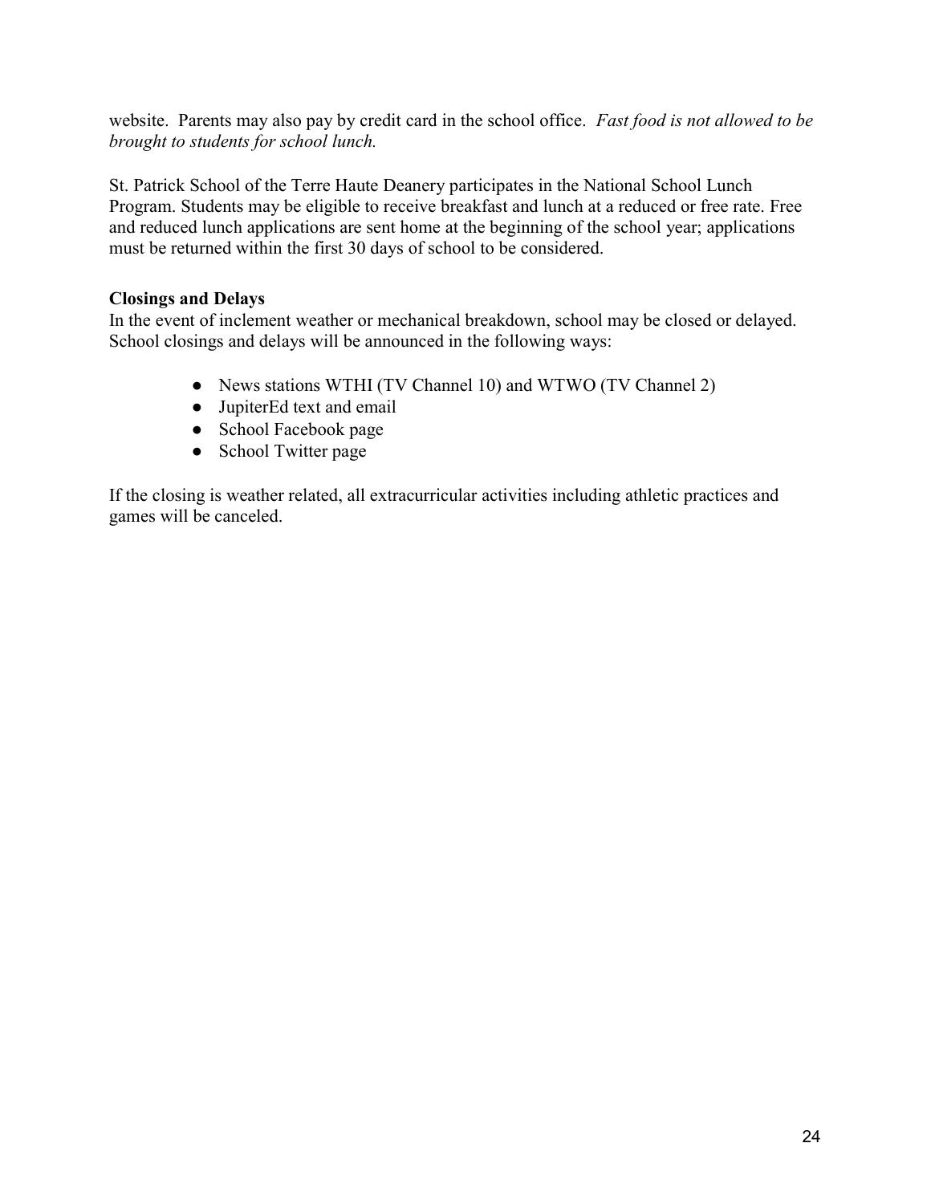website. Parents may also pay by credit card in the school office. *Fast food is not allowed to be brought to students for school lunch.*

St. Patrick School of the Terre Haute Deanery participates in the National School Lunch Program. Students may be eligible to receive breakfast and lunch at a reduced or free rate. Free and reduced lunch applications are sent home at the beginning of the school year; applications must be returned within the first 30 days of school to be considered.

**Closings and Delays**

In the event of inclement weather or mechanical breakdown, school may be closed or delayed. School closings and delays will be announced in the following ways:

- News stations WTHI (TV Channel 10) and WTWO (TV Channel 2)
- JupiterEd text and email
- School Facebook page
- School Twitter page

If the closing is weather related, all extracurricular activities including athletic practices and games will be canceled.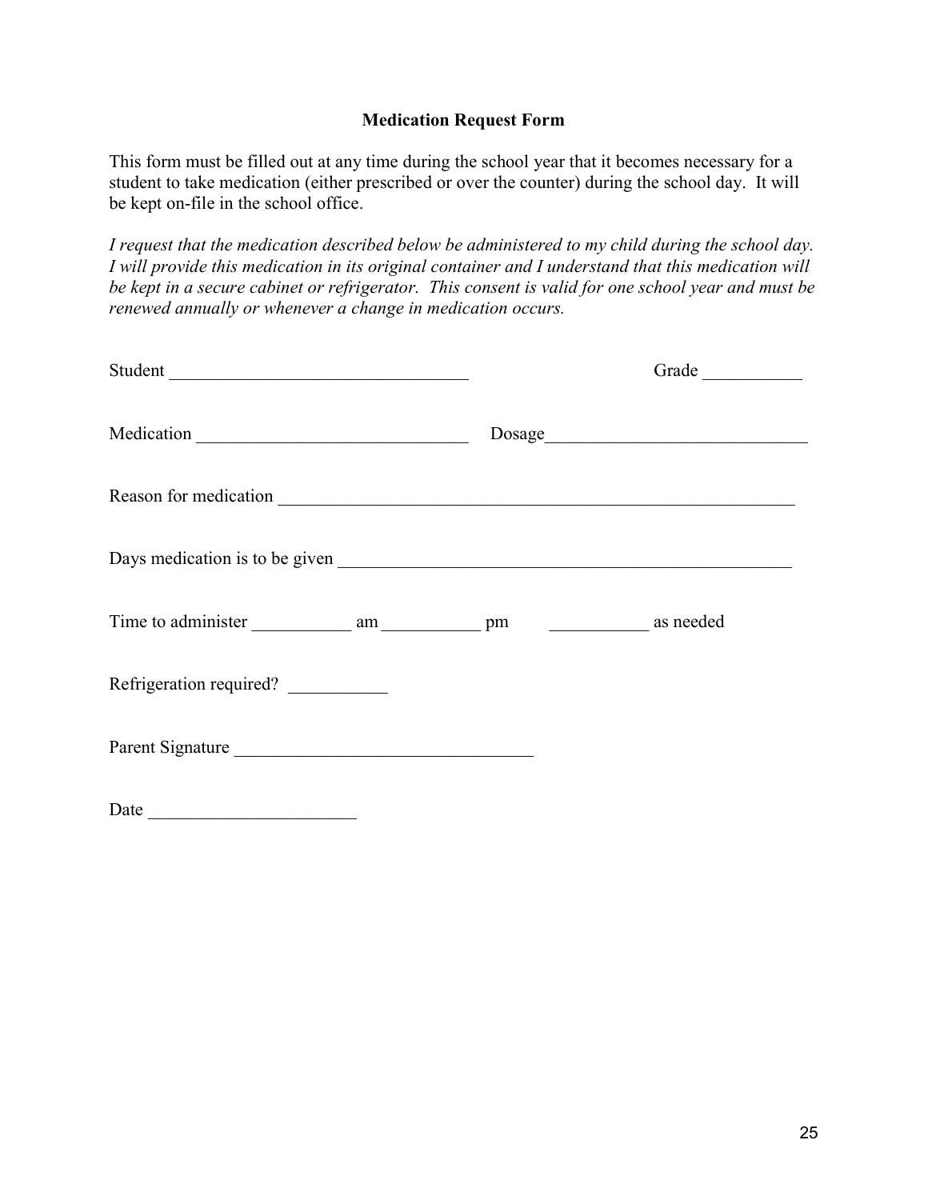# Medication Request Form

This form must be filled out at any time during the school year that it becomes necessary for a student to take medication (either prescribed or over the counter) during the school day. It will be kept on-file in the school office.

*I request that the medication described below be administered to my child during the school day. I will provide this medication in its original container and I understand that this medication will be kept in a secure cabinet or refrigerator. This consent is valid for one school year and must be renewed annually or whenever a change in medication occurs.*

Student _________________________________ Grade ___________

Medication ______________________________ Dosage_____________________________

Reason for medication ___________________________________________________________

Days medication is to be given ____________________________________________________

Time to administer ___________ am ___________ pm ___________ as needed

Refrigeration required? ___________

Parent Signature _________________________________

Date _______________________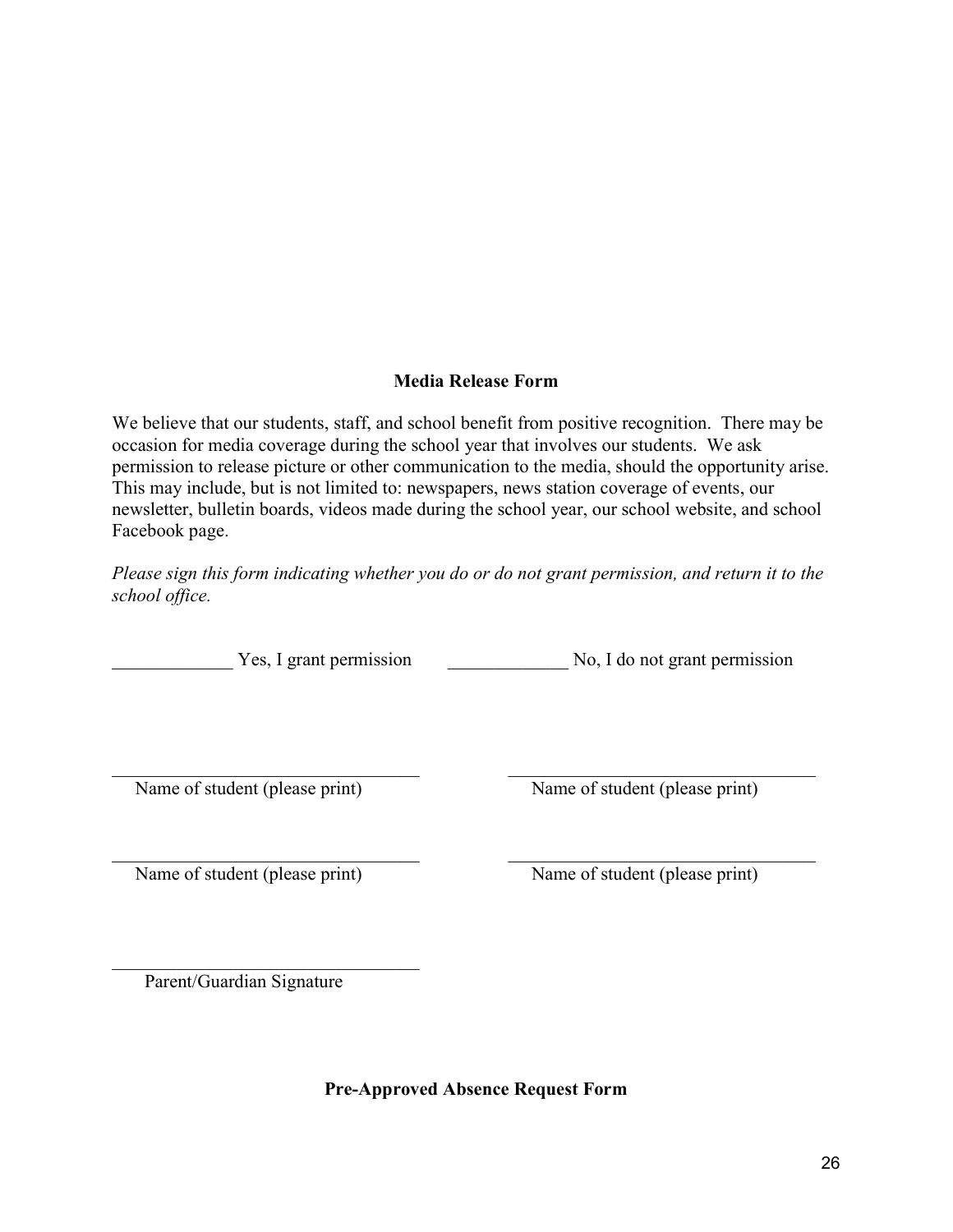## Media Release Form

We believe that our students, staff, and school benefit from positive recognition. There may be occasion for media coverage during the school year that involves our students. We ask permission to release picture or other communication to the media, should the opportunity arise. This may include, but is not limited to: newspapers, news station coverage of events, our newsletter, bulletin boards, videos made during the school year, our school website, and school Facebook page.

*Please sign this form indicating whether you do or do not grant permission, and return it to the school office.*

_____________ Yes, I grant permission     _____________ No, I do not grant permission

_________________________________     _________________________________
Name of student (please print)     Name of student (please print)

_________________________________     _________________________________
Name of student (please print)     Name of student (please print)

_________________________________
Parent/Guardian Signature

## Pre-Approved Absence Request Form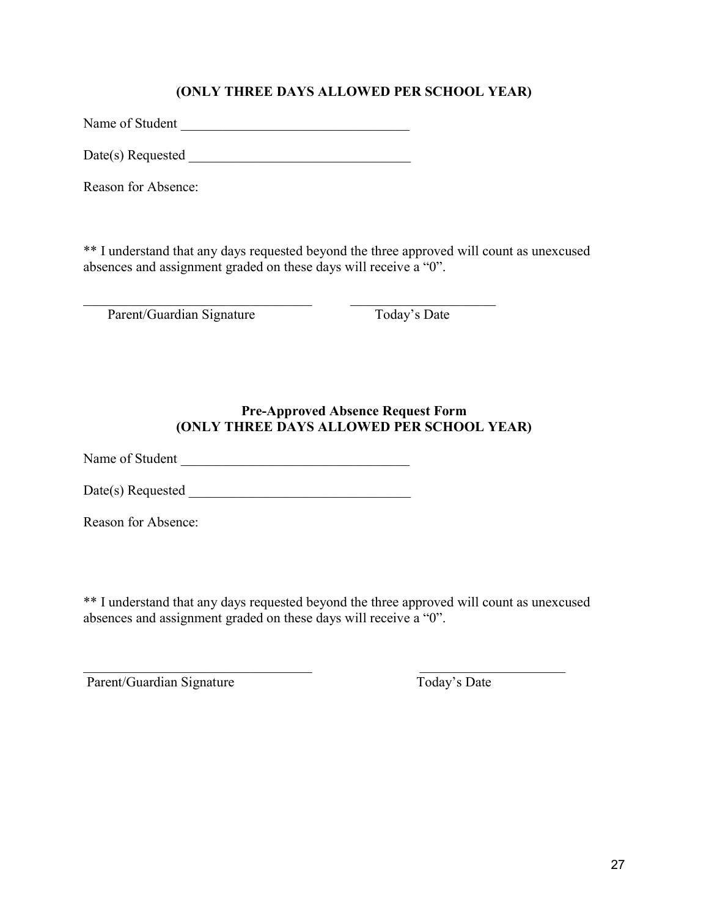**(ONLY THREE DAYS ALLOWED PER SCHOOL YEAR)**

Name of Student ___________________________________

Date(s) Requested _________________________________

Reason for Absence:

** I understand that any days requested beyond the three approved will count as unexcused absences and assignment graded on these days will receive a “0”.

___________________________________ ______________________

Parent/Guardian Signature Today’s Date

**Pre-Approved Absence Request Form**
**(ONLY THREE DAYS ALLOWED PER SCHOOL YEAR)**

Name of Student ___________________________________

Date(s) Requested _________________________________

Reason for Absence:

** I understand that any days requested beyond the three approved will count as unexcused absences and assignment graded on these days will receive a “0”.

___________________________________ ______________________

Parent/Guardian Signature Today’s Date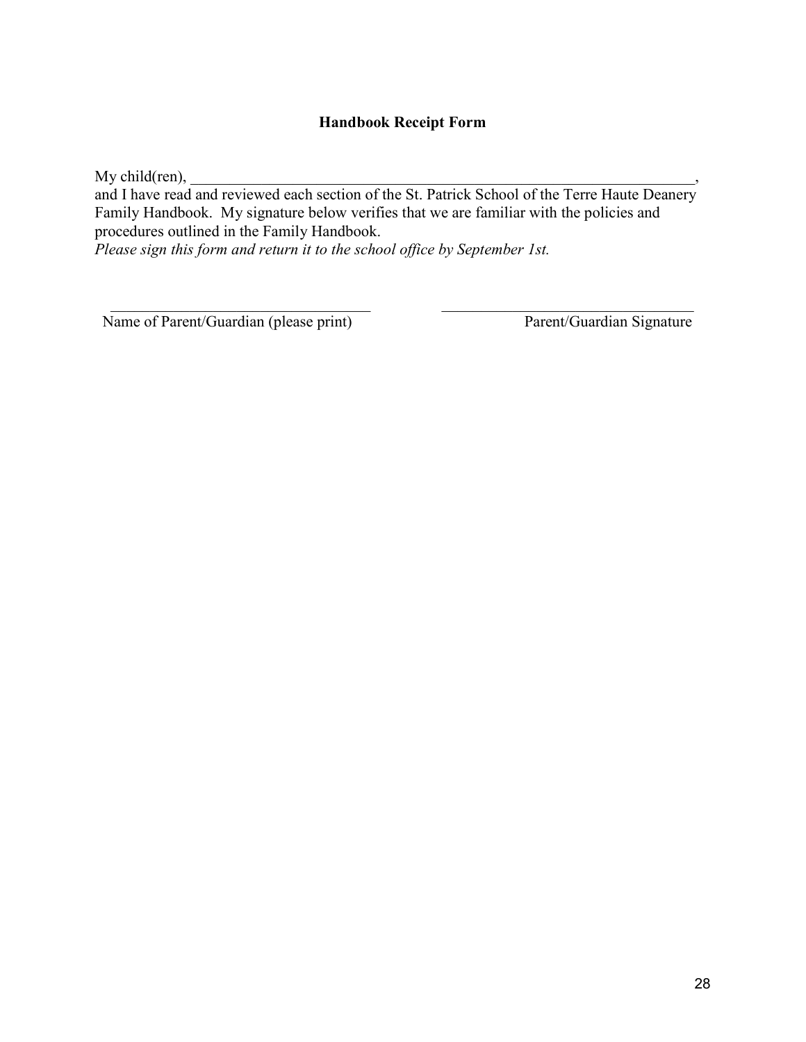## Handbook Receipt Form

My child(ren), ______________________________________________________________________,
and I have read and reviewed each section of the St. Patrick School of the Terre Haute Deanery Family Handbook. My signature below verifies that we are familiar with the policies and procedures outlined in the Family Handbook.
*Please sign this form and return it to the school office by September 1st.*

___________________________________ ___________________________________
Name of Parent/Guardian (please print) Parent/Guardian Signature